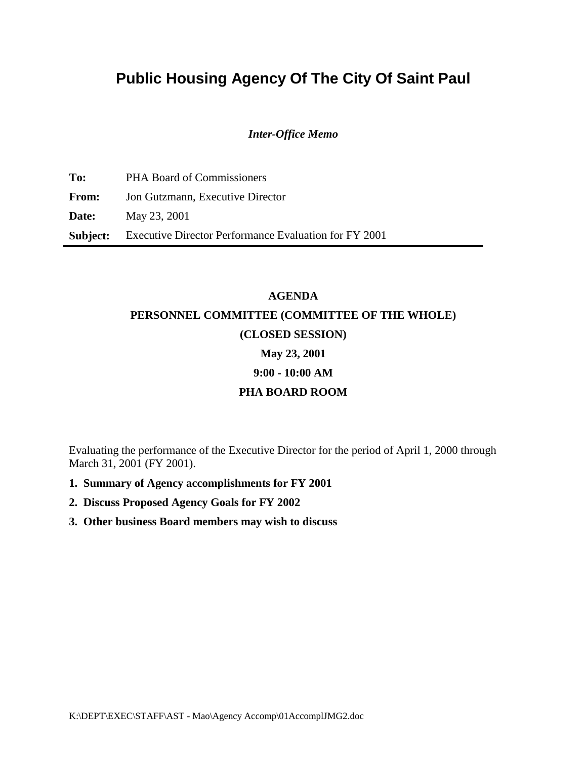# Public Housing Agency Of The City Of Saint Paul

***Inter-Office Memo***

| | |
|---|---|
| **To:** | PHA Board of Commissioners |
| **From:** | Jon Gutzmann, Executive Director |
| **Date:** | May 23, 2001 |
| **Subject:** | Executive Director Performance Evaluation for FY 2001 |

**AGENDA**

**PERSONNEL COMMITTEE (COMMITTEE OF THE WHOLE)**

**(CLOSED SESSION)**

**May 23, 2001**

**9:00 - 10:00 AM**

**PHA BOARD ROOM**

Evaluating the performance of the Executive Director for the period of April 1, 2000 through March 31, 2001 (FY 2001).

1. **Summary of Agency accomplishments for FY 2001**
2. **Discuss Proposed Agency Goals for FY 2002**
3. **Other business Board members may wish to discuss**

K:\DEPT\EXEC\STAFF\AST - Mao\Agency Accomp\01AccomplJMG2.doc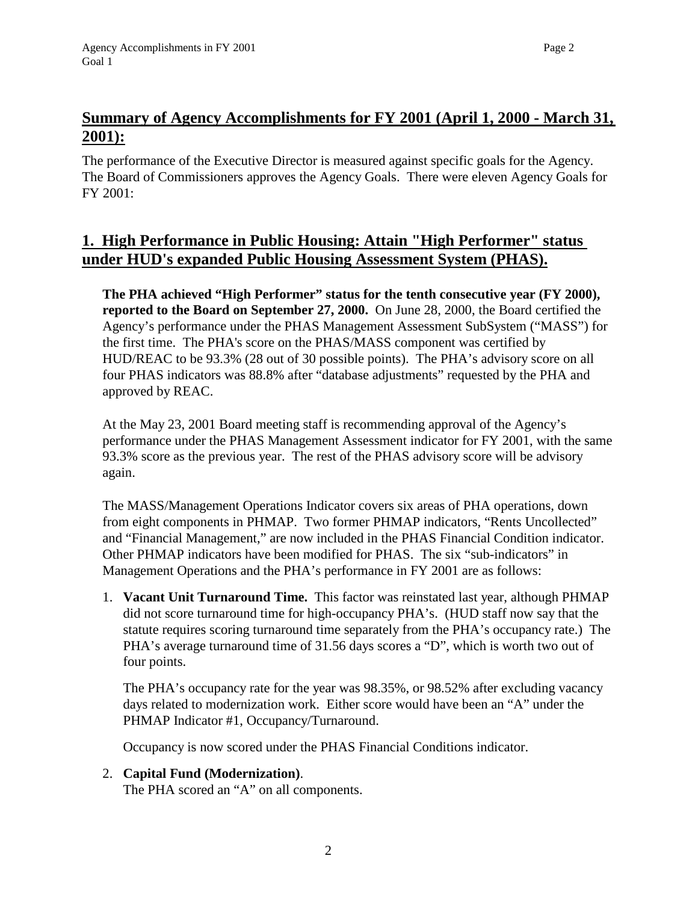## Summary of Agency Accomplishments for FY 2001 (April 1, 2000 - March 31, 2001):

The performance of the Executive Director is measured against specific goals for the Agency. The Board of Commissioners approves the Agency Goals. There were eleven Agency Goals for FY 2001:

## 1. High Performance in Public Housing: Attain "High Performer" status under HUD's expanded Public Housing Assessment System (PHAS).

**The PHA achieved "High Performer" status for the tenth consecutive year (FY 2000), reported to the Board on September 27, 2000.** On June 28, 2000, the Board certified the Agency's performance under the PHAS Management Assessment SubSystem ("MASS") for the first time. The PHA's score on the PHAS/MASS component was certified by HUD/REAC to be 93.3% (28 out of 30 possible points). The PHA's advisory score on all four PHAS indicators was 88.8% after "database adjustments" requested by the PHA and approved by REAC.

At the May 23, 2001 Board meeting staff is recommending approval of the Agency's performance under the PHAS Management Assessment indicator for FY 2001, with the same 93.3% score as the previous year. The rest of the PHAS advisory score will be advisory again.

The MASS/Management Operations Indicator covers six areas of PHA operations, down from eight components in PHMAP. Two former PHMAP indicators, "Rents Uncollected" and "Financial Management," are now included in the PHAS Financial Condition indicator. Other PHMAP indicators have been modified for PHAS. The six "sub-indicators" in Management Operations and the PHA's performance in FY 2001 are as follows:

1. **Vacant Unit Turnaround Time.** This factor was reinstated last year, although PHMAP did not score turnaround time for high-occupancy PHA's. (HUD staff now say that the statute requires scoring turnaround time separately from the PHA's occupancy rate.) The PHA's average turnaround time of 31.56 days scores a "D", which is worth two out of four points.

   The PHA's occupancy rate for the year was 98.35%, or 98.52% after excluding vacancy days related to modernization work. Either score would have been an "A" under the PHMAP Indicator #1, Occupancy/Turnaround.

   Occupancy is now scored under the PHAS Financial Conditions indicator.

2. **Capital Fund (Modernization)**.
   The PHA scored an "A" on all components.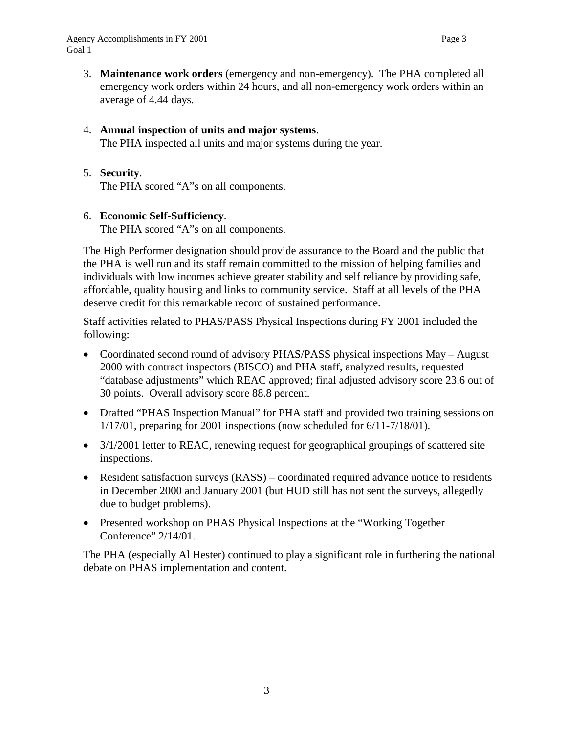3. **Maintenance work orders** (emergency and non-emergency). The PHA completed all emergency work orders within 24 hours, and all non-emergency work orders within an average of 4.44 days.

4. **Annual inspection of units and major systems**.
   The PHA inspected all units and major systems during the year.

5. **Security**.
   The PHA scored "A"s on all components.

6. **Economic Self-Sufficiency**.
   The PHA scored "A"s on all components.

The High Performer designation should provide assurance to the Board and the public that the PHA is well run and its staff remain committed to the mission of helping families and individuals with low incomes achieve greater stability and self reliance by providing safe, affordable, quality housing and links to community service. Staff at all levels of the PHA deserve credit for this remarkable record of sustained performance.

Staff activities related to PHAS/PASS Physical Inspections during FY 2001 included the following:

- Coordinated second round of advisory PHAS/PASS physical inspections May – August 2000 with contract inspectors (BISCO) and PHA staff, analyzed results, requested "database adjustments" which REAC approved; final adjusted advisory score 23.6 out of 30 points. Overall advisory score 88.8 percent.
- Drafted "PHAS Inspection Manual" for PHA staff and provided two training sessions on 1/17/01, preparing for 2001 inspections (now scheduled for 6/11-7/18/01).
- 3/1/2001 letter to REAC, renewing request for geographical groupings of scattered site inspections.
- Resident satisfaction surveys (RASS) – coordinated required advance notice to residents in December 2000 and January 2001 (but HUD still has not sent the surveys, allegedly due to budget problems).
- Presented workshop on PHAS Physical Inspections at the "Working Together Conference" 2/14/01.

The PHA (especially Al Hester) continued to play a significant role in furthering the national debate on PHAS implementation and content.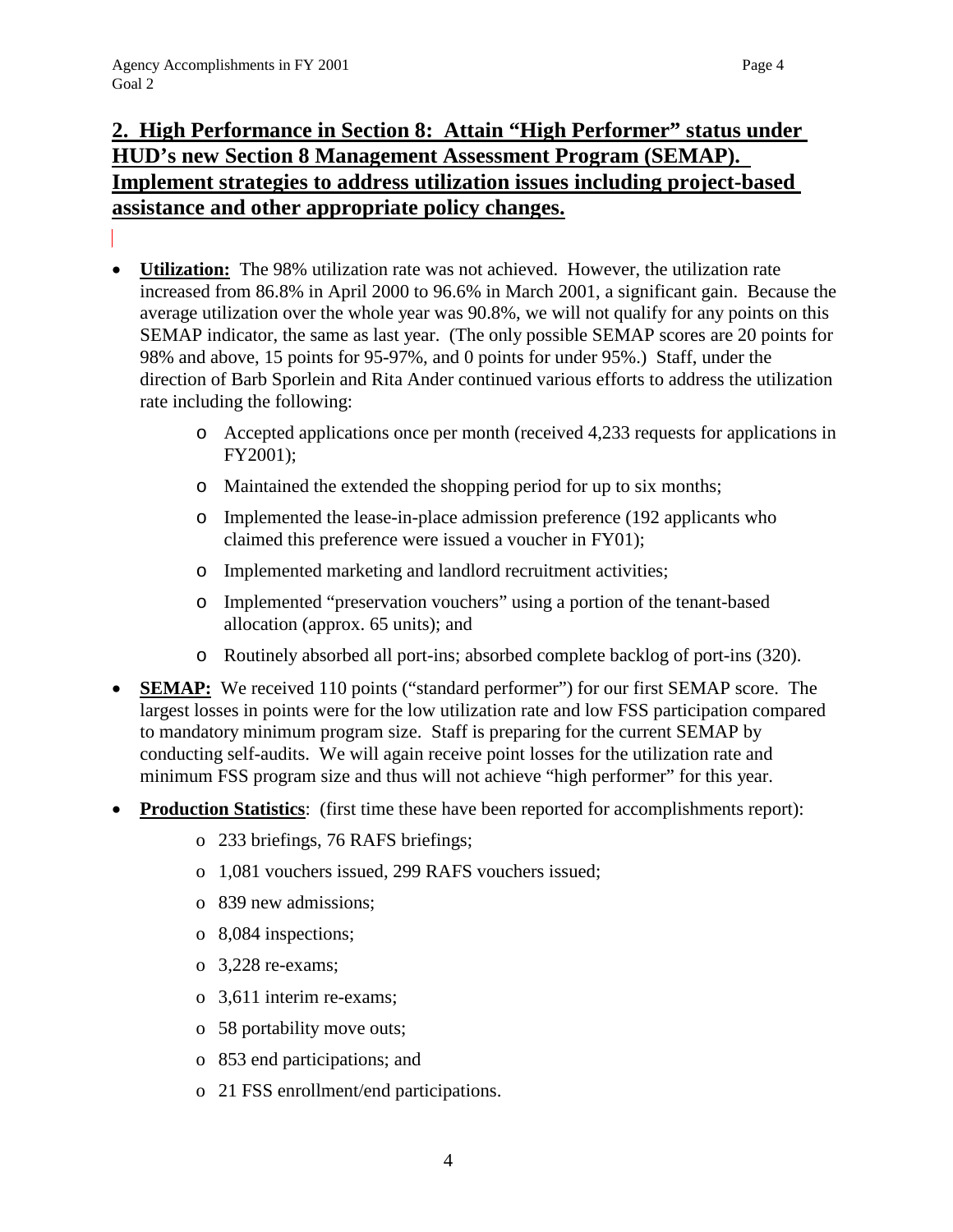## 2. High Performance in Section 8: Attain "High Performer" status under HUD's new Section 8 Management Assessment Program (SEMAP). Implement strategies to address utilization issues including project-based assistance and other appropriate policy changes.

- **Utilization:** The 98% utilization rate was not achieved. However, the utilization rate increased from 86.8% in April 2000 to 96.6% in March 2001, a significant gain. Because the average utilization over the whole year was 90.8%, we will not qualify for any points on this SEMAP indicator, the same as last year. (The only possible SEMAP scores are 20 points for 98% and above, 15 points for 95-97%, and 0 points for under 95%.) Staff, under the direction of Barb Sporlein and Rita Ander continued various efforts to address the utilization rate including the following:
    - Accepted applications once per month (received 4,233 requests for applications in FY2001);
    - Maintained the extended the shopping period for up to six months;
    - Implemented the lease-in-place admission preference (192 applicants who claimed this preference were issued a voucher in FY01);
    - Implemented marketing and landlord recruitment activities;
    - Implemented "preservation vouchers" using a portion of the tenant-based allocation (approx. 65 units); and
    - Routinely absorbed all port-ins; absorbed complete backlog of port-ins (320).
- **SEMAP:** We received 110 points ("standard performer") for our first SEMAP score. The largest losses in points were for the low utilization rate and low FSS participation compared to mandatory minimum program size. Staff is preparing for the current SEMAP by conducting self-audits. We will again receive point losses for the utilization rate and minimum FSS program size and thus will not achieve "high performer" for this year.
- **Production Statistics**: (first time these have been reported for accomplishments report):
    - 233 briefings, 76 RAFS briefings;
    - 1,081 vouchers issued, 299 RAFS vouchers issued;
    - 839 new admissions;
    - 8,084 inspections;
    - 3,228 re-exams;
    - 3,611 interim re-exams;
    - 58 portability move outs;
    - 853 end participations; and
    - 21 FSS enrollment/end participations.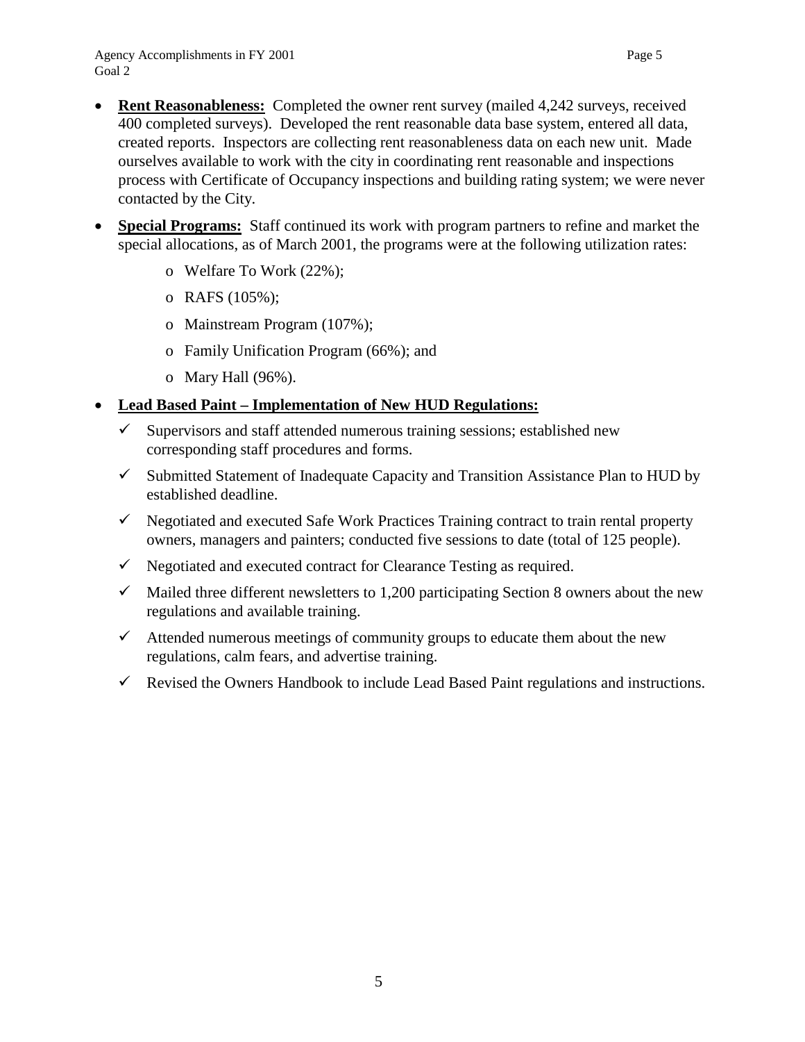- **Rent Reasonableness:** Completed the owner rent survey (mailed 4,242 surveys, received 400 completed surveys). Developed the rent reasonable data base system, entered all data, created reports. Inspectors are collecting rent reasonableness data on each new unit. Made ourselves available to work with the city in coordinating rent reasonable and inspections process with Certificate of Occupancy inspections and building rating system; we were never contacted by the City.

- **Special Programs:** Staff continued its work with program partners to refine and market the special allocations, as of March 2001, the programs were at the following utilization rates:
  - Welfare To Work (22%);
  - RAFS (105%);
  - Mainstream Program (107%);
  - Family Unification Program (66%); and
  - Mary Hall (96%).

- **Lead Based Paint – Implementation of New HUD Regulations:**
  - ✓ Supervisors and staff attended numerous training sessions; established new corresponding staff procedures and forms.
  - ✓ Submitted Statement of Inadequate Capacity and Transition Assistance Plan to HUD by established deadline.
  - ✓ Negotiated and executed Safe Work Practices Training contract to train rental property owners, managers and painters; conducted five sessions to date (total of 125 people).
  - ✓ Negotiated and executed contract for Clearance Testing as required.
  - ✓ Mailed three different newsletters to 1,200 participating Section 8 owners about the new regulations and available training.
  - ✓ Attended numerous meetings of community groups to educate them about the new regulations, calm fears, and advertise training.
  - ✓ Revised the Owners Handbook to include Lead Based Paint regulations and instructions.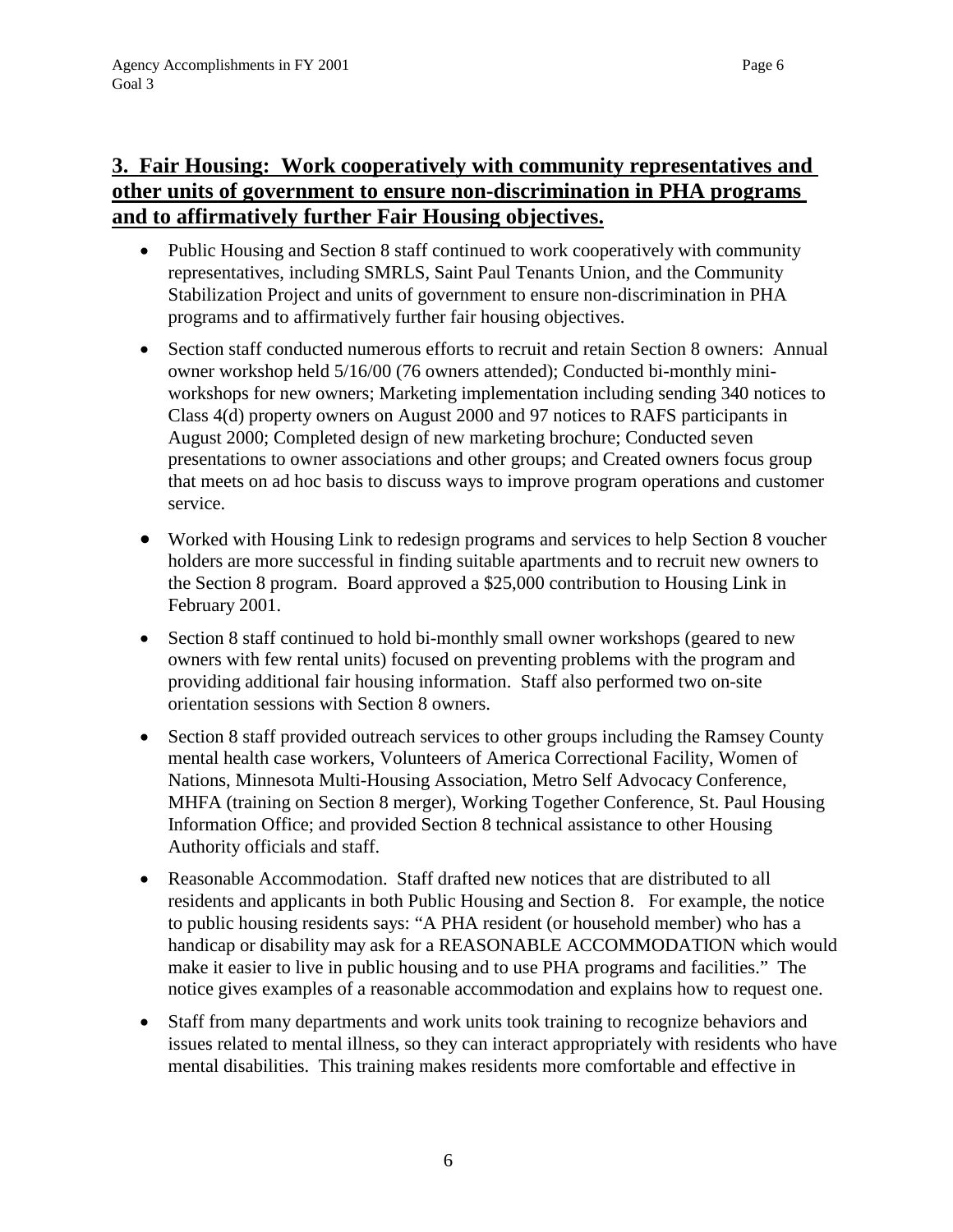## 3. Fair Housing: Work cooperatively with community representatives and other units of government to ensure non-discrimination in PHA programs and to affirmatively further Fair Housing objectives.

- Public Housing and Section 8 staff continued to work cooperatively with community representatives, including SMRLS, Saint Paul Tenants Union, and the Community Stabilization Project and units of government to ensure non-discrimination in PHA programs and to affirmatively further fair housing objectives.
- Section staff conducted numerous efforts to recruit and retain Section 8 owners: Annual owner workshop held 5/16/00 (76 owners attended); Conducted bi-monthly mini-workshops for new owners; Marketing implementation including sending 340 notices to Class 4(d) property owners on August 2000 and 97 notices to RAFS participants in August 2000; Completed design of new marketing brochure; Conducted seven presentations to owner associations and other groups; and Created owners focus group that meets on ad hoc basis to discuss ways to improve program operations and customer service.
- Worked with Housing Link to redesign programs and services to help Section 8 voucher holders are more successful in finding suitable apartments and to recruit new owners to the Section 8 program. Board approved a $25,000 contribution to Housing Link in February 2001.
- Section 8 staff continued to hold bi-monthly small owner workshops (geared to new owners with few rental units) focused on preventing problems with the program and providing additional fair housing information. Staff also performed two on-site orientation sessions with Section 8 owners.
- Section 8 staff provided outreach services to other groups including the Ramsey County mental health case workers, Volunteers of America Correctional Facility, Women of Nations, Minnesota Multi-Housing Association, Metro Self Advocacy Conference, MHFA (training on Section 8 merger), Working Together Conference, St. Paul Housing Information Office; and provided Section 8 technical assistance to other Housing Authority officials and staff.
- Reasonable Accommodation. Staff drafted new notices that are distributed to all residents and applicants in both Public Housing and Section 8. For example, the notice to public housing residents says: "A PHA resident (or household member) who has a handicap or disability may ask for a REASONABLE ACCOMMODATION which would make it easier to live in public housing and to use PHA programs and facilities." The notice gives examples of a reasonable accommodation and explains how to request one.
- Staff from many departments and work units took training to recognize behaviors and issues related to mental illness, so they can interact appropriately with residents who have mental disabilities. This training makes residents more comfortable and effective in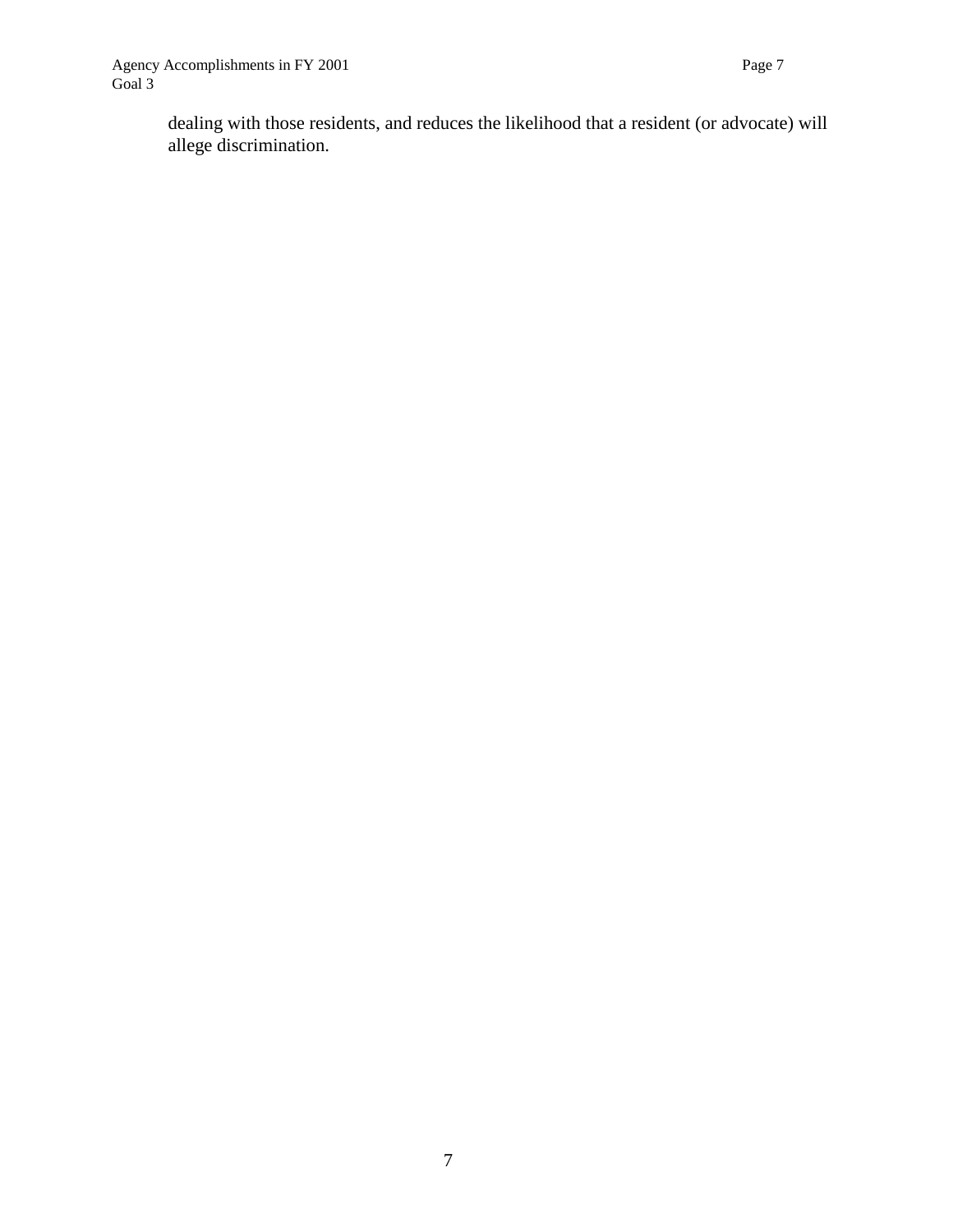dealing with those residents, and reduces the likelihood that a resident (or advocate) will allege discrimination.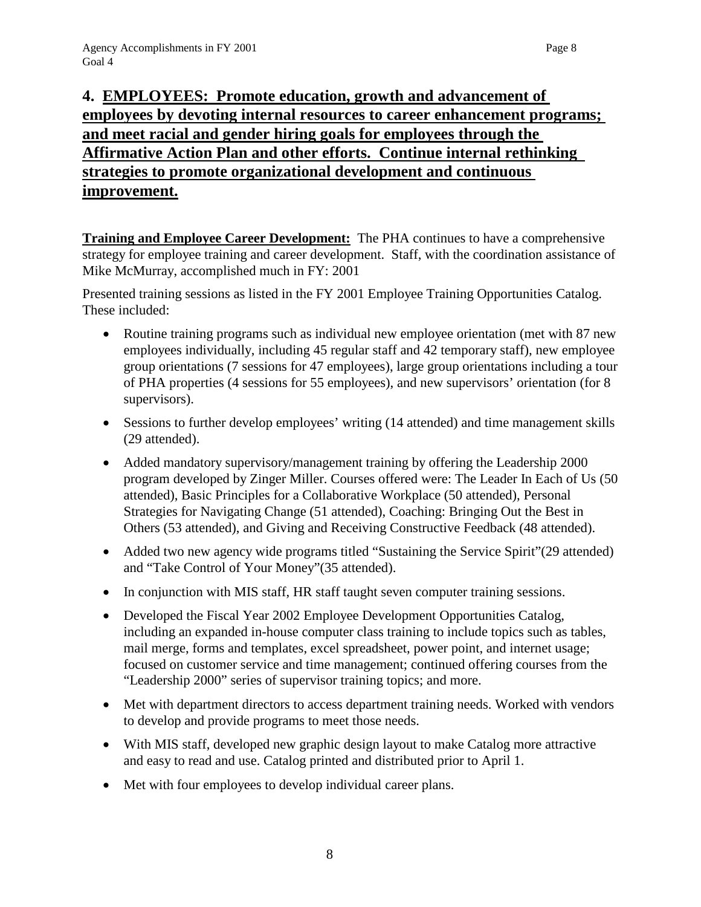## 4. EMPLOYEES: Promote education, growth and advancement of employees by devoting internal resources to career enhancement programs; and meet racial and gender hiring goals for employees through the Affirmative Action Plan and other efforts. Continue internal rethinking strategies to promote organizational development and continuous improvement.

**Training and Employee Career Development:** The PHA continues to have a comprehensive strategy for employee training and career development. Staff, with the coordination assistance of Mike McMurray, accomplished much in FY: 2001

Presented training sessions as listed in the FY 2001 Employee Training Opportunities Catalog. These included:

- Routine training programs such as individual new employee orientation (met with 87 new employees individually, including 45 regular staff and 42 temporary staff), new employee group orientations (7 sessions for 47 employees), large group orientations including a tour of PHA properties (4 sessions for 55 employees), and new supervisors' orientation (for 8 supervisors).
- Sessions to further develop employees' writing (14 attended) and time management skills (29 attended).
- Added mandatory supervisory/management training by offering the Leadership 2000 program developed by Zinger Miller. Courses offered were: The Leader In Each of Us (50 attended), Basic Principles for a Collaborative Workplace (50 attended), Personal Strategies for Navigating Change (51 attended), Coaching: Bringing Out the Best in Others (53 attended), and Giving and Receiving Constructive Feedback (48 attended).
- Added two new agency wide programs titled "Sustaining the Service Spirit"(29 attended) and "Take Control of Your Money"(35 attended).
- In conjunction with MIS staff, HR staff taught seven computer training sessions.
- Developed the Fiscal Year 2002 Employee Development Opportunities Catalog, including an expanded in-house computer class training to include topics such as tables, mail merge, forms and templates, excel spreadsheet, power point, and internet usage; focused on customer service and time management; continued offering courses from the "Leadership 2000" series of supervisor training topics; and more.
- Met with department directors to access department training needs. Worked with vendors to develop and provide programs to meet those needs.
- With MIS staff, developed new graphic design layout to make Catalog more attractive and easy to read and use. Catalog printed and distributed prior to April 1.
- Met with four employees to develop individual career plans.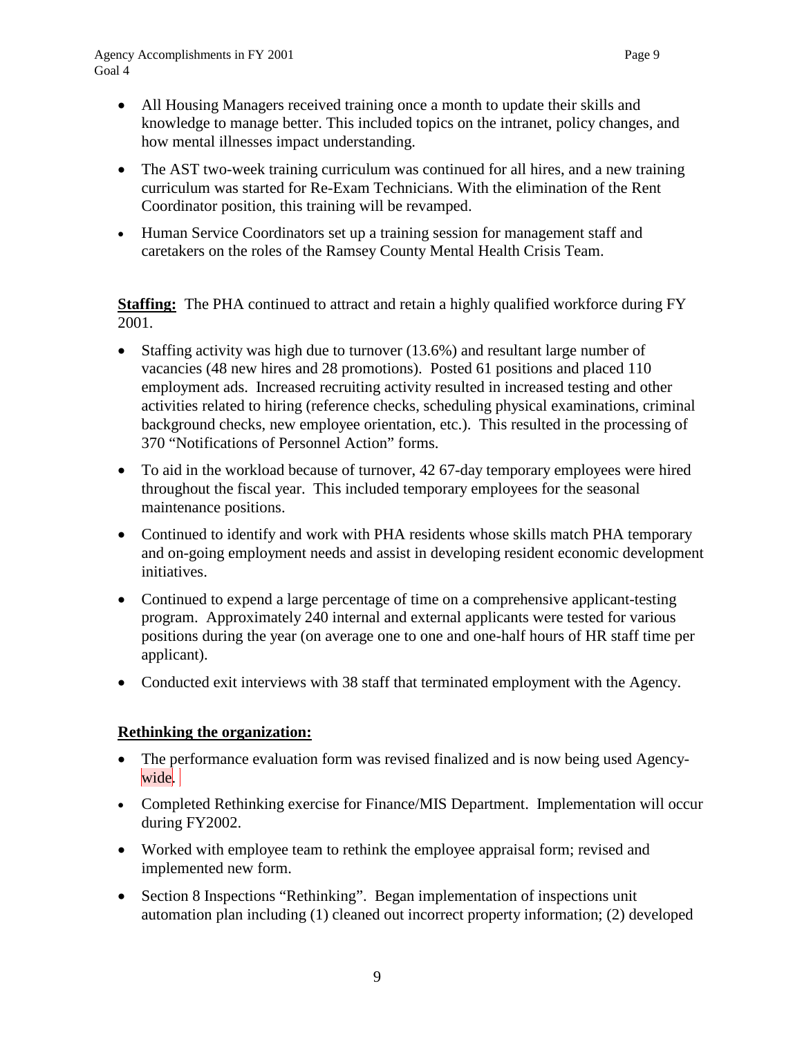- All Housing Managers received training once a month to update their skills and knowledge to manage better. This included topics on the intranet, policy changes, and how mental illnesses impact understanding.
- The AST two-week training curriculum was continued for all hires, and a new training curriculum was started for Re-Exam Technicians. With the elimination of the Rent Coordinator position, this training will be revamped.
- Human Service Coordinators set up a training session for management staff and caretakers on the roles of the Ramsey County Mental Health Crisis Team.

**Staffing:** The PHA continued to attract and retain a highly qualified workforce during FY 2001.

- Staffing activity was high due to turnover (13.6%) and resultant large number of vacancies (48 new hires and 28 promotions). Posted 61 positions and placed 110 employment ads. Increased recruiting activity resulted in increased testing and other activities related to hiring (reference checks, scheduling physical examinations, criminal background checks, new employee orientation, etc.). This resulted in the processing of 370 "Notifications of Personnel Action" forms.
- To aid in the workload because of turnover, 42 67-day temporary employees were hired throughout the fiscal year. This included temporary employees for the seasonal maintenance positions.
- Continued to identify and work with PHA residents whose skills match PHA temporary and on-going employment needs and assist in developing resident economic development initiatives.
- Continued to expend a large percentage of time on a comprehensive applicant-testing program. Approximately 240 internal and external applicants were tested for various positions during the year (on average one to one and one-half hours of HR staff time per applicant).
- Conducted exit interviews with 38 staff that terminated employment with the Agency.

**Rethinking the organization:**

- The performance evaluation form was revised finalized and is now being used Agency-wide.
- Completed Rethinking exercise for Finance/MIS Department. Implementation will occur during FY2002.
- Worked with employee team to rethink the employee appraisal form; revised and implemented new form.
- Section 8 Inspections "Rethinking". Began implementation of inspections unit automation plan including (1) cleaned out incorrect property information; (2) developed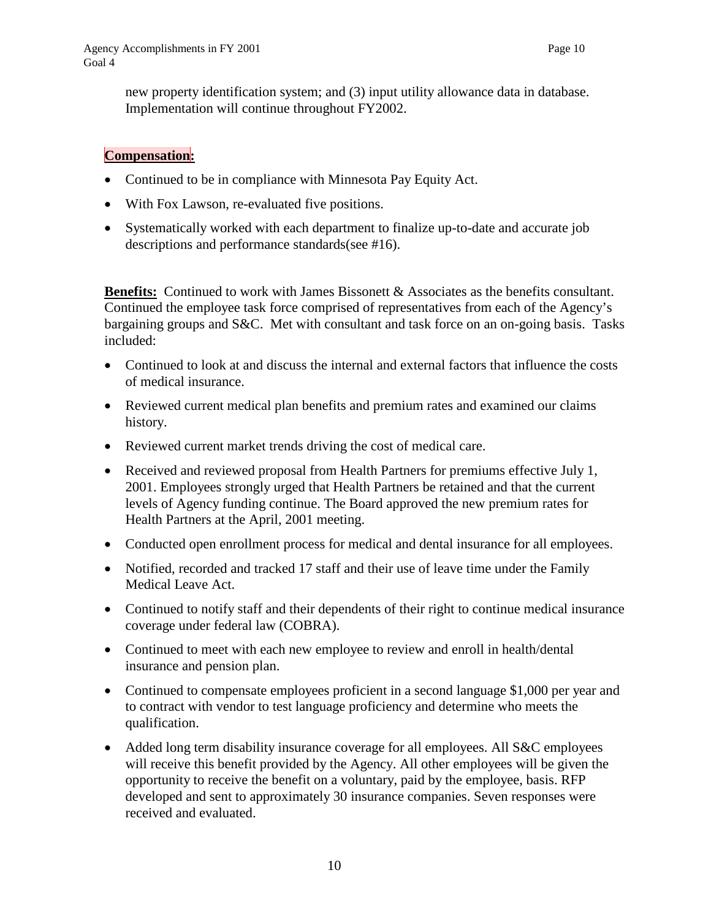new property identification system; and (3) input utility allowance data in database. Implementation will continue throughout FY2002.

**Compensation:**

- Continued to be in compliance with Minnesota Pay Equity Act.
- With Fox Lawson, re-evaluated five positions.
- Systematically worked with each department to finalize up-to-date and accurate job descriptions and performance standards(see #16).

**Benefits:** Continued to work with James Bissonett & Associates as the benefits consultant. Continued the employee task force comprised of representatives from each of the Agency's bargaining groups and S&C. Met with consultant and task force on an on-going basis. Tasks included:

- Continued to look at and discuss the internal and external factors that influence the costs of medical insurance.
- Reviewed current medical plan benefits and premium rates and examined our claims history.
- Reviewed current market trends driving the cost of medical care.
- Received and reviewed proposal from Health Partners for premiums effective July 1, 2001. Employees strongly urged that Health Partners be retained and that the current levels of Agency funding continue. The Board approved the new premium rates for Health Partners at the April, 2001 meeting.
- Conducted open enrollment process for medical and dental insurance for all employees.
- Notified, recorded and tracked 17 staff and their use of leave time under the Family Medical Leave Act.
- Continued to notify staff and their dependents of their right to continue medical insurance coverage under federal law (COBRA).
- Continued to meet with each new employee to review and enroll in health/dental insurance and pension plan.
- Continued to compensate employees proficient in a second language $1,000 per year and to contract with vendor to test language proficiency and determine who meets the qualification.
- Added long term disability insurance coverage for all employees. All S&C employees will receive this benefit provided by the Agency. All other employees will be given the opportunity to receive the benefit on a voluntary, paid by the employee, basis. RFP developed and sent to approximately 30 insurance companies. Seven responses were received and evaluated.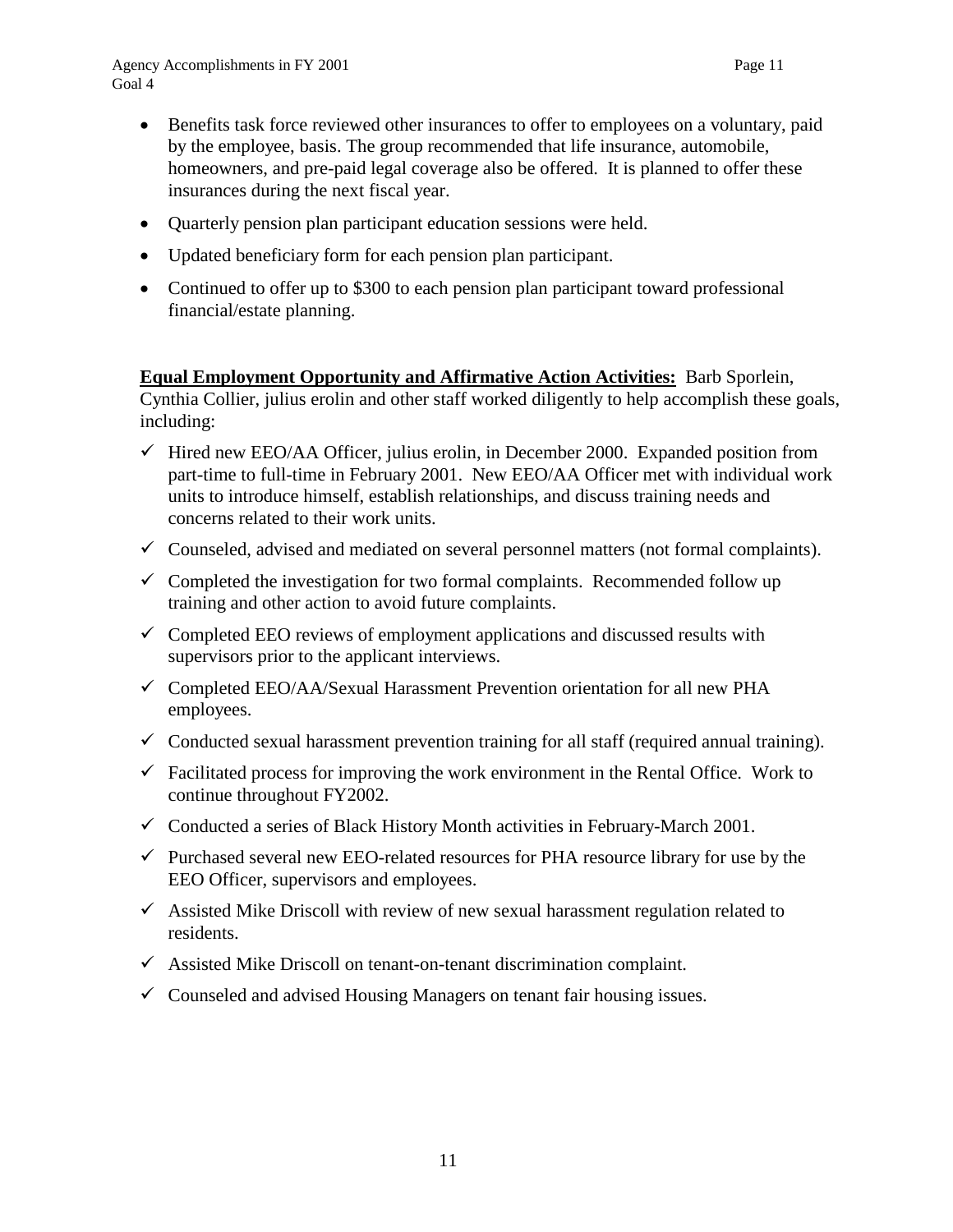- Benefits task force reviewed other insurances to offer to employees on a voluntary, paid by the employee, basis. The group recommended that life insurance, automobile, homeowners, and pre-paid legal coverage also be offered. It is planned to offer these insurances during the next fiscal year.
- Quarterly pension plan participant education sessions were held.
- Updated beneficiary form for each pension plan participant.
- Continued to offer up to $300 to each pension plan participant toward professional financial/estate planning.

**Equal Employment Opportunity and Affirmative Action Activities:** Barb Sporlein, Cynthia Collier, julius erolin and other staff worked diligently to help accomplish these goals, including:

- ✓ Hired new EEO/AA Officer, julius erolin, in December 2000. Expanded position from part-time to full-time in February 2001. New EEO/AA Officer met with individual work units to introduce himself, establish relationships, and discuss training needs and concerns related to their work units.
- ✓ Counseled, advised and mediated on several personnel matters (not formal complaints).
- ✓ Completed the investigation for two formal complaints. Recommended follow up training and other action to avoid future complaints.
- ✓ Completed EEO reviews of employment applications and discussed results with supervisors prior to the applicant interviews.
- ✓ Completed EEO/AA/Sexual Harassment Prevention orientation for all new PHA employees.
- ✓ Conducted sexual harassment prevention training for all staff (required annual training).
- ✓ Facilitated process for improving the work environment in the Rental Office. Work to continue throughout FY2002.
- ✓ Conducted a series of Black History Month activities in February-March 2001.
- ✓ Purchased several new EEO-related resources for PHA resource library for use by the EEO Officer, supervisors and employees.
- ✓ Assisted Mike Driscoll with review of new sexual harassment regulation related to residents.
- ✓ Assisted Mike Driscoll on tenant-on-tenant discrimination complaint.
- ✓ Counseled and advised Housing Managers on tenant fair housing issues.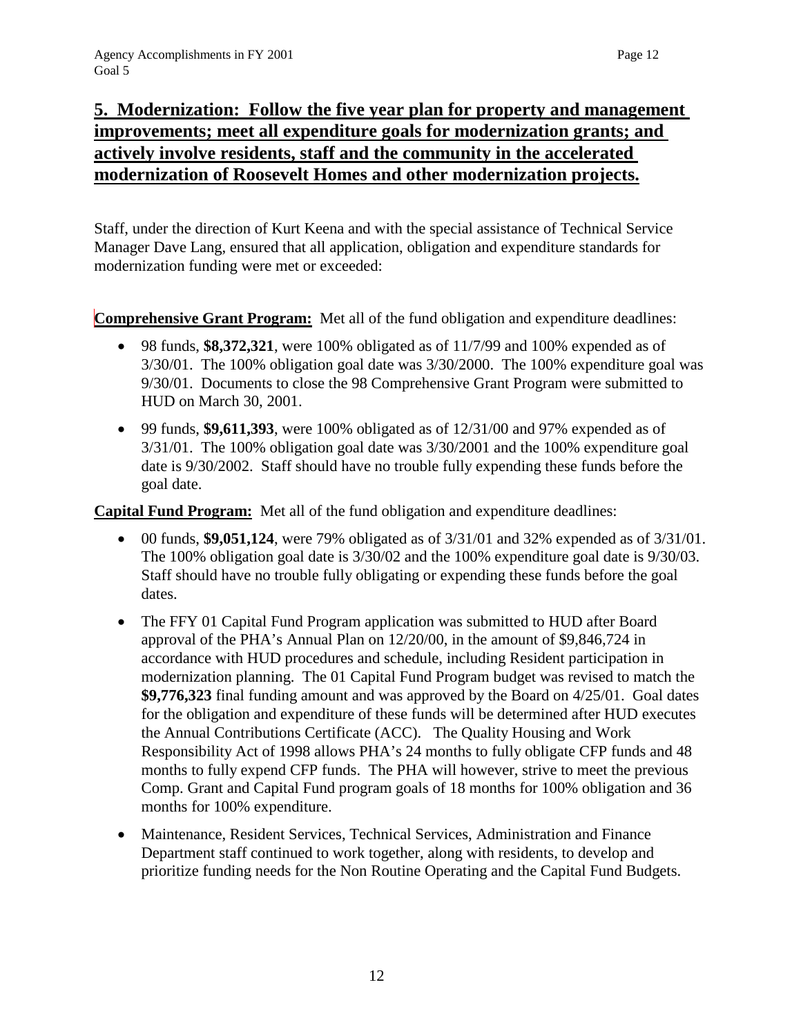## 5. Modernization: Follow the five year plan for property and management improvements; meet all expenditure goals for modernization grants; and actively involve residents, staff and the community in the accelerated modernization of Roosevelt Homes and other modernization projects.

Staff, under the direction of Kurt Keena and with the special assistance of Technical Service Manager Dave Lang, ensured that all application, obligation and expenditure standards for modernization funding were met or exceeded:

**Comprehensive Grant Program:** Met all of the fund obligation and expenditure deadlines:

- 98 funds, **$8,372,321**, were 100% obligated as of 11/7/99 and 100% expended as of 3/30/01. The 100% obligation goal date was 3/30/2000. The 100% expenditure goal was 9/30/01. Documents to close the 98 Comprehensive Grant Program were submitted to HUD on March 30, 2001.
- 99 funds, **$9,611,393**, were 100% obligated as of 12/31/00 and 97% expended as of 3/31/01. The 100% obligation goal date was 3/30/2001 and the 100% expenditure goal date is 9/30/2002. Staff should have no trouble fully expending these funds before the goal date.

**Capital Fund Program:** Met all of the fund obligation and expenditure deadlines:

- 00 funds, **$9,051,124**, were 79% obligated as of 3/31/01 and 32% expended as of 3/31/01. The 100% obligation goal date is 3/30/02 and the 100% expenditure goal date is 9/30/03. Staff should have no trouble fully obligating or expending these funds before the goal dates.
- The FFY 01 Capital Fund Program application was submitted to HUD after Board approval of the PHA's Annual Plan on 12/20/00, in the amount of $9,846,724 in accordance with HUD procedures and schedule, including Resident participation in modernization planning. The 01 Capital Fund Program budget was revised to match the **$9,776,323** final funding amount and was approved by the Board on 4/25/01. Goal dates for the obligation and expenditure of these funds will be determined after HUD executes the Annual Contributions Certificate (ACC). The Quality Housing and Work Responsibility Act of 1998 allows PHA's 24 months to fully obligate CFP funds and 48 months to fully expend CFP funds. The PHA will however, strive to meet the previous Comp. Grant and Capital Fund program goals of 18 months for 100% obligation and 36 months for 100% expenditure.
- Maintenance, Resident Services, Technical Services, Administration and Finance Department staff continued to work together, along with residents, to develop and prioritize funding needs for the Non Routine Operating and the Capital Fund Budgets.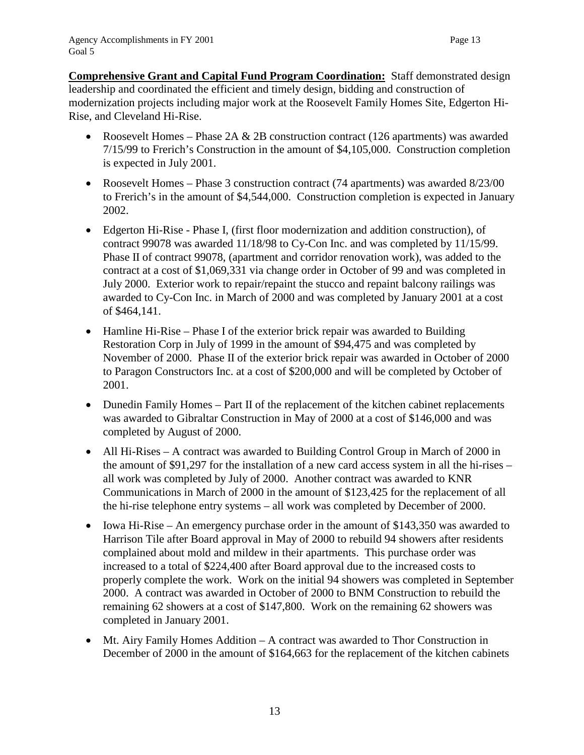**Comprehensive Grant and Capital Fund Program Coordination:** Staff demonstrated design leadership and coordinated the efficient and timely design, bidding and construction of modernization projects including major work at the Roosevelt Family Homes Site, Edgerton Hi-Rise, and Cleveland Hi-Rise.

- Roosevelt Homes – Phase 2A & 2B construction contract (126 apartments) was awarded 7/15/99 to Frerich's Construction in the amount of $4,105,000. Construction completion is expected in July 2001.
- Roosevelt Homes – Phase 3 construction contract (74 apartments) was awarded 8/23/00 to Frerich's in the amount of $4,544,000. Construction completion is expected in January 2002.
- Edgerton Hi-Rise - Phase I, (first floor modernization and addition construction), of contract 99078 was awarded 11/18/98 to Cy-Con Inc. and was completed by 11/15/99. Phase II of contract 99078, (apartment and corridor renovation work), was added to the contract at a cost of $1,069,331 via change order in October of 99 and was completed in July 2000. Exterior work to repair/repaint the stucco and repaint balcony railings was awarded to Cy-Con Inc. in March of 2000 and was completed by January 2001 at a cost of $464,141.
- Hamline Hi-Rise – Phase I of the exterior brick repair was awarded to Building Restoration Corp in July of 1999 in the amount of $94,475 and was completed by November of 2000. Phase II of the exterior brick repair was awarded in October of 2000 to Paragon Constructors Inc. at a cost of $200,000 and will be completed by October of 2001.
- Dunedin Family Homes – Part II of the replacement of the kitchen cabinet replacements was awarded to Gibraltar Construction in May of 2000 at a cost of $146,000 and was completed by August of 2000.
- All Hi-Rises – A contract was awarded to Building Control Group in March of 2000 in the amount of $91,297 for the installation of a new card access system in all the hi-rises – all work was completed by July of 2000. Another contract was awarded to KNR Communications in March of 2000 in the amount of $123,425 for the replacement of all the hi-rise telephone entry systems – all work was completed by December of 2000.
- Iowa Hi-Rise – An emergency purchase order in the amount of $143,350 was awarded to Harrison Tile after Board approval in May of 2000 to rebuild 94 showers after residents complained about mold and mildew in their apartments. This purchase order was increased to a total of $224,400 after Board approval due to the increased costs to properly complete the work. Work on the initial 94 showers was completed in September 2000. A contract was awarded in October of 2000 to BNM Construction to rebuild the remaining 62 showers at a cost of $147,800. Work on the remaining 62 showers was completed in January 2001.
- Mt. Airy Family Homes Addition – A contract was awarded to Thor Construction in December of 2000 in the amount of $164,663 for the replacement of the kitchen cabinets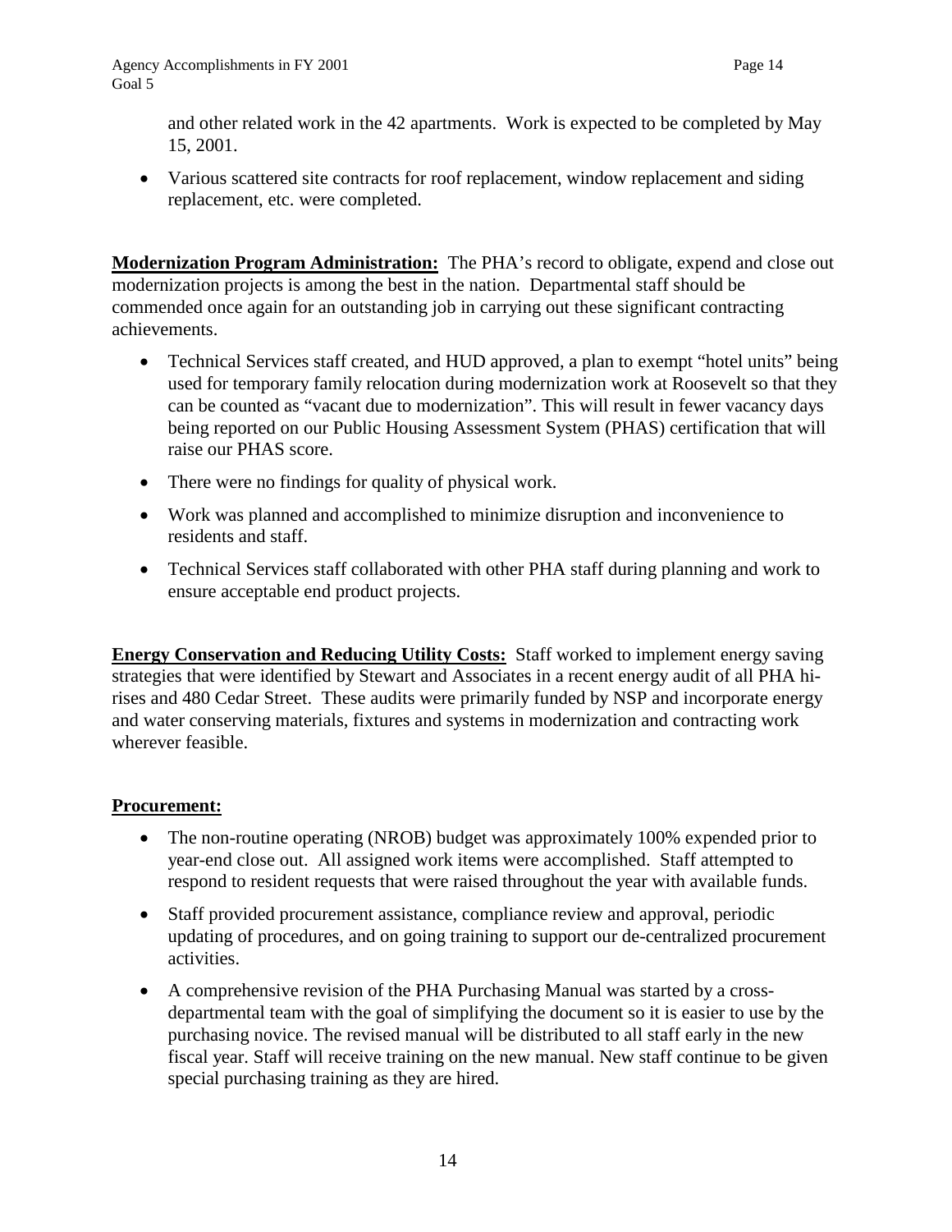and other related work in the 42 apartments. Work is expected to be completed by May 15, 2001.

- Various scattered site contracts for roof replacement, window replacement and siding replacement, etc. were completed.

**Modernization Program Administration:** The PHA's record to obligate, expend and close out modernization projects is among the best in the nation. Departmental staff should be commended once again for an outstanding job in carrying out these significant contracting achievements.

- Technical Services staff created, and HUD approved, a plan to exempt "hotel units" being used for temporary family relocation during modernization work at Roosevelt so that they can be counted as "vacant due to modernization". This will result in fewer vacancy days being reported on our Public Housing Assessment System (PHAS) certification that will raise our PHAS score.
- There were no findings for quality of physical work.
- Work was planned and accomplished to minimize disruption and inconvenience to residents and staff.
- Technical Services staff collaborated with other PHA staff during planning and work to ensure acceptable end product projects.

**Energy Conservation and Reducing Utility Costs:** Staff worked to implement energy saving strategies that were identified by Stewart and Associates in a recent energy audit of all PHA hi-rises and 480 Cedar Street. These audits were primarily funded by NSP and incorporate energy and water conserving materials, fixtures and systems in modernization and contracting work wherever feasible.

**Procurement:**

- The non-routine operating (NROB) budget was approximately 100% expended prior to year-end close out. All assigned work items were accomplished. Staff attempted to respond to resident requests that were raised throughout the year with available funds.
- Staff provided procurement assistance, compliance review and approval, periodic updating of procedures, and on going training to support our de-centralized procurement activities.
- A comprehensive revision of the PHA Purchasing Manual was started by a cross-departmental team with the goal of simplifying the document so it is easier to use by the purchasing novice. The revised manual will be distributed to all staff early in the new fiscal year. Staff will receive training on the new manual. New staff continue to be given special purchasing training as they are hired.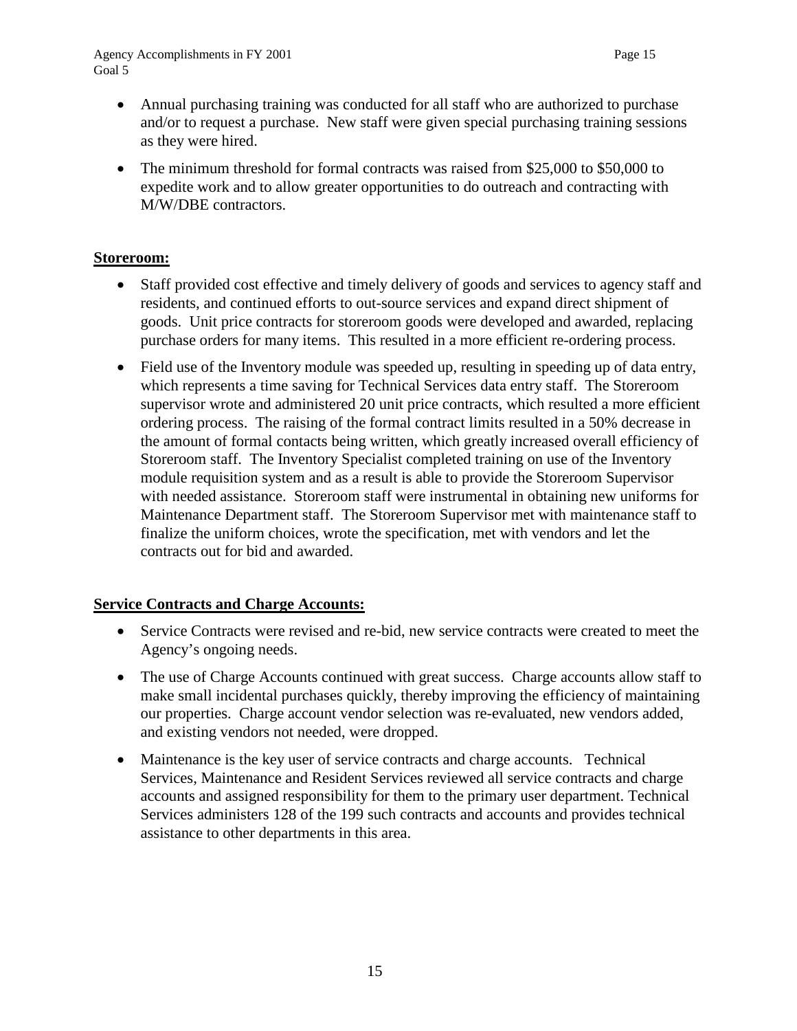- Annual purchasing training was conducted for all staff who are authorized to purchase and/or to request a purchase. New staff were given special purchasing training sessions as they were hired.
- The minimum threshold for formal contracts was raised from $25,000 to $50,000 to expedite work and to allow greater opportunities to do outreach and contracting with M/W/DBE contractors.

**Storeroom:**

- Staff provided cost effective and timely delivery of goods and services to agency staff and residents, and continued efforts to out-source services and expand direct shipment of goods. Unit price contracts for storeroom goods were developed and awarded, replacing purchase orders for many items. This resulted in a more efficient re-ordering process.
- Field use of the Inventory module was speeded up, resulting in speeding up of data entry, which represents a time saving for Technical Services data entry staff. The Storeroom supervisor wrote and administered 20 unit price contracts, which resulted a more efficient ordering process. The raising of the formal contract limits resulted in a 50% decrease in the amount of formal contacts being written, which greatly increased overall efficiency of Storeroom staff. The Inventory Specialist completed training on use of the Inventory module requisition system and as a result is able to provide the Storeroom Supervisor with needed assistance. Storeroom staff were instrumental in obtaining new uniforms for Maintenance Department staff. The Storeroom Supervisor met with maintenance staff to finalize the uniform choices, wrote the specification, met with vendors and let the contracts out for bid and awarded.

**Service Contracts and Charge Accounts:**

- Service Contracts were revised and re-bid, new service contracts were created to meet the Agency's ongoing needs.
- The use of Charge Accounts continued with great success. Charge accounts allow staff to make small incidental purchases quickly, thereby improving the efficiency of maintaining our properties. Charge account vendor selection was re-evaluated, new vendors added, and existing vendors not needed, were dropped.
- Maintenance is the key user of service contracts and charge accounts. Technical Services, Maintenance and Resident Services reviewed all service contracts and charge accounts and assigned responsibility for them to the primary user department. Technical Services administers 128 of the 199 such contracts and accounts and provides technical assistance to other departments in this area.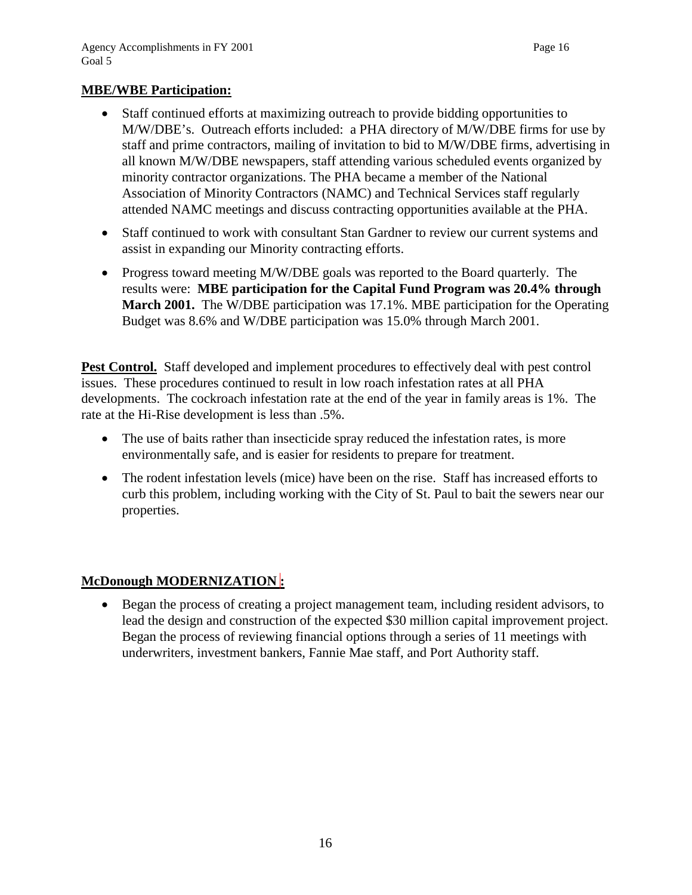**MBE/WBE Participation:**

- Staff continued efforts at maximizing outreach to provide bidding opportunities to M/W/DBE's. Outreach efforts included: a PHA directory of M/W/DBE firms for use by staff and prime contractors, mailing of invitation to bid to M/W/DBE firms, advertising in all known M/W/DBE newspapers, staff attending various scheduled events organized by minority contractor organizations. The PHA became a member of the National Association of Minority Contractors (NAMC) and Technical Services staff regularly attended NAMC meetings and discuss contracting opportunities available at the PHA.
- Staff continued to work with consultant Stan Gardner to review our current systems and assist in expanding our Minority contracting efforts.
- Progress toward meeting M/W/DBE goals was reported to the Board quarterly. The results were: **MBE participation for the Capital Fund Program was 20.4% through March 2001.** The W/DBE participation was 17.1%. MBE participation for the Operating Budget was 8.6% and W/DBE participation was 15.0% through March 2001.

**Pest Control.** Staff developed and implement procedures to effectively deal with pest control issues. These procedures continued to result in low roach infestation rates at all PHA developments. The cockroach infestation rate at the end of the year in family areas is 1%. The rate at the Hi-Rise development is less than .5%.

- The use of baits rather than insecticide spray reduced the infestation rates, is more environmentally safe, and is easier for residents to prepare for treatment.
- The rodent infestation levels (mice) have been on the rise. Staff has increased efforts to curb this problem, including working with the City of St. Paul to bait the sewers near our properties.

**McDonough MODERNIZATION:**

- Began the process of creating a project management team, including resident advisors, to lead the design and construction of the expected $30 million capital improvement project. Began the process of reviewing financial options through a series of 11 meetings with underwriters, investment bankers, Fannie Mae staff, and Port Authority staff.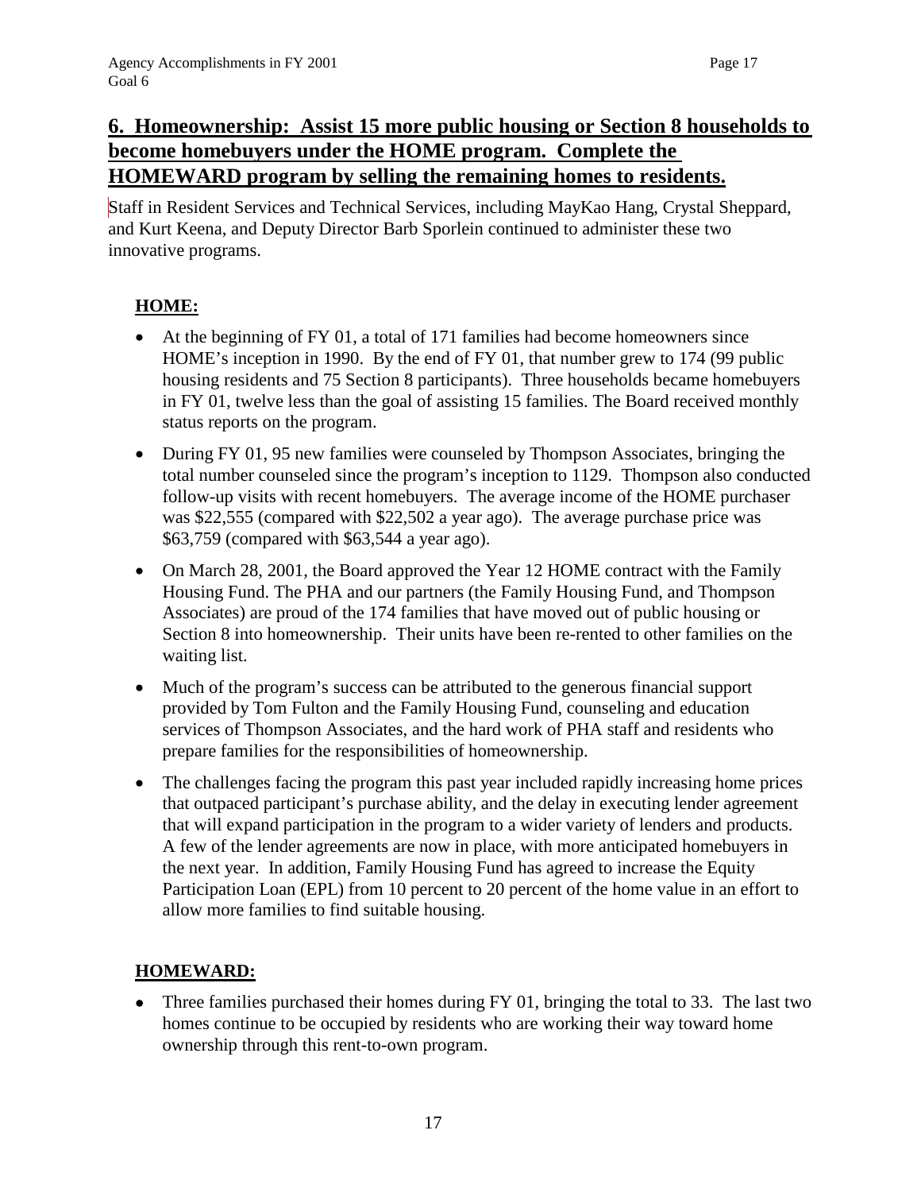## 6. Homeownership: Assist 15 more public housing or Section 8 households to become homebuyers under the HOME program. Complete the HOMEWARD program by selling the remaining homes to residents.

Staff in Resident Services and Technical Services, including MayKao Hang, Crystal Sheppard, and Kurt Keena, and Deputy Director Barb Sporlein continued to administer these two innovative programs.

### HOME:

- At the beginning of FY 01, a total of 171 families had become homeowners since HOME's inception in 1990. By the end of FY 01, that number grew to 174 (99 public housing residents and 75 Section 8 participants). Three households became homebuyers in FY 01, twelve less than the goal of assisting 15 families. The Board received monthly status reports on the program.
- During FY 01, 95 new families were counseled by Thompson Associates, bringing the total number counseled since the program's inception to 1129. Thompson also conducted follow-up visits with recent homebuyers. The average income of the HOME purchaser was $22,555 (compared with $22,502 a year ago). The average purchase price was $63,759 (compared with $63,544 a year ago).
- On March 28, 2001, the Board approved the Year 12 HOME contract with the Family Housing Fund. The PHA and our partners (the Family Housing Fund, and Thompson Associates) are proud of the 174 families that have moved out of public housing or Section 8 into homeownership. Their units have been re-rented to other families on the waiting list.
- Much of the program's success can be attributed to the generous financial support provided by Tom Fulton and the Family Housing Fund, counseling and education services of Thompson Associates, and the hard work of PHA staff and residents who prepare families for the responsibilities of homeownership.
- The challenges facing the program this past year included rapidly increasing home prices that outpaced participant's purchase ability, and the delay in executing lender agreement that will expand participation in the program to a wider variety of lenders and products. A few of the lender agreements are now in place, with more anticipated homebuyers in the next year. In addition, Family Housing Fund has agreed to increase the Equity Participation Loan (EPL) from 10 percent to 20 percent of the home value in an effort to allow more families to find suitable housing.

### HOMEWARD:

- Three families purchased their homes during FY 01, bringing the total to 33. The last two homes continue to be occupied by residents who are working their way toward home ownership through this rent-to-own program.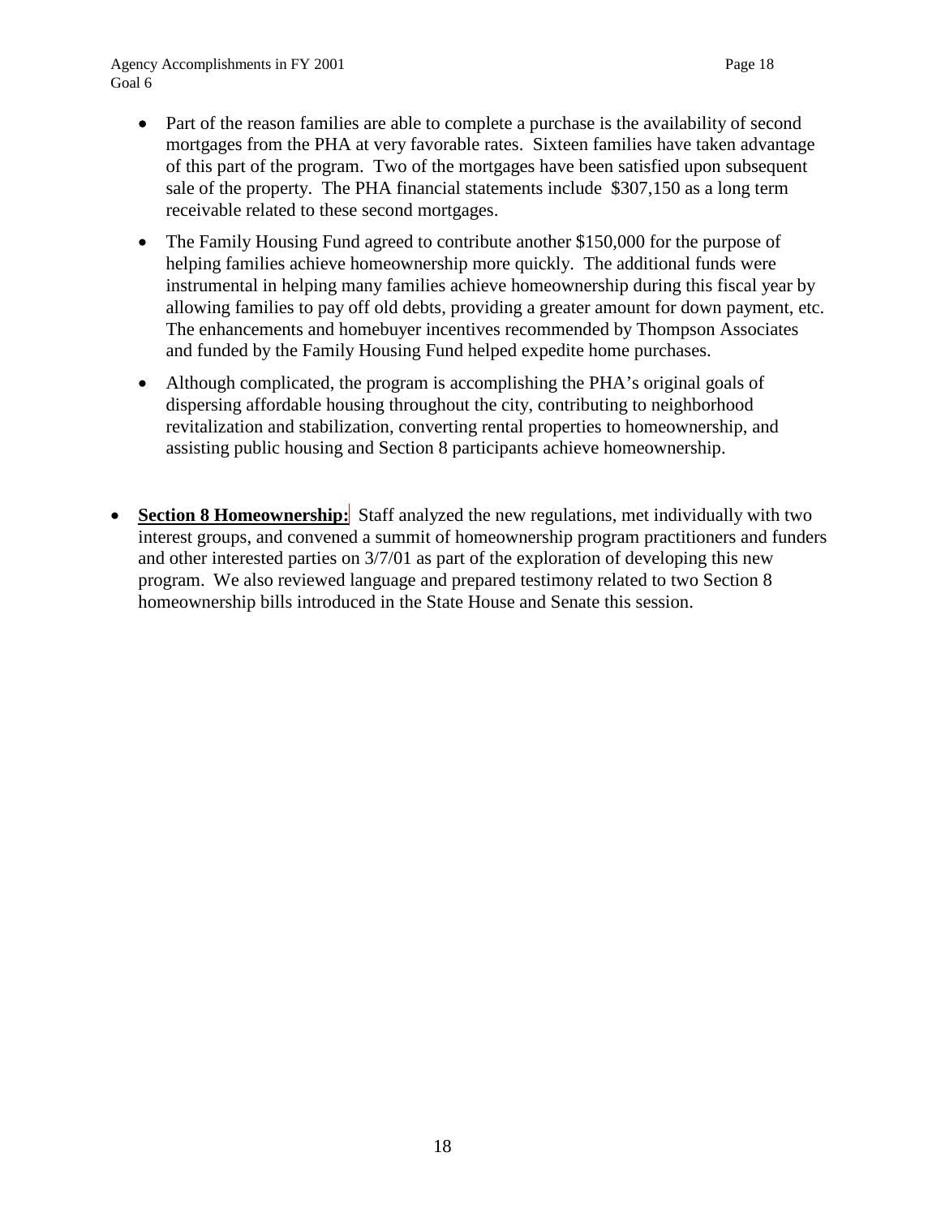- Part of the reason families are able to complete a purchase is the availability of second mortgages from the PHA at very favorable rates. Sixteen families have taken advantage of this part of the program. Two of the mortgages have been satisfied upon subsequent sale of the property. The PHA financial statements include $307,150 as a long term receivable related to these second mortgages.

- The Family Housing Fund agreed to contribute another $150,000 for the purpose of helping families achieve homeownership more quickly. The additional funds were instrumental in helping many families achieve homeownership during this fiscal year by allowing families to pay off old debts, providing a greater amount for down payment, etc. The enhancements and homebuyer incentives recommended by Thompson Associates and funded by the Family Housing Fund helped expedite home purchases.

- Although complicated, the program is accomplishing the PHA's original goals of dispersing affordable housing throughout the city, contributing to neighborhood revitalization and stabilization, converting rental properties to homeownership, and assisting public housing and Section 8 participants achieve homeownership.

- **Section 8 Homeownership:** Staff analyzed the new regulations, met individually with two interest groups, and convened a summit of homeownership program practitioners and funders and other interested parties on 3/7/01 as part of the exploration of developing this new program. We also reviewed language and prepared testimony related to two Section 8 homeownership bills introduced in the State House and Senate this session.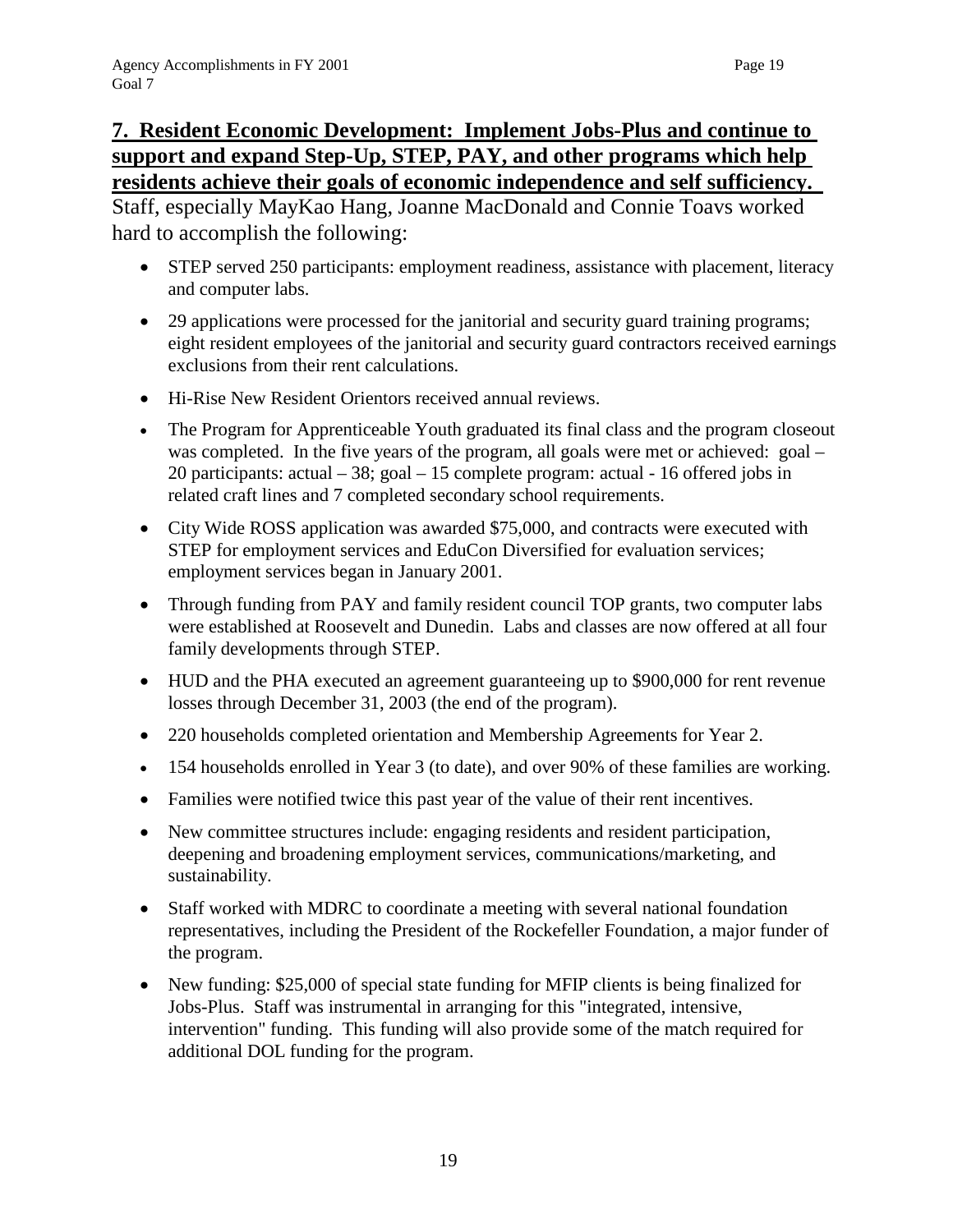## 7. Resident Economic Development: Implement Jobs-Plus and continue to support and expand Step-Up, STEP, PAY, and other programs which help residents achieve their goals of economic independence and self sufficiency.

Staff, especially MayKao Hang, Joanne MacDonald and Connie Toavs worked hard to accomplish the following:

- STEP served 250 participants: employment readiness, assistance with placement, literacy and computer labs.
- 29 applications were processed for the janitorial and security guard training programs; eight resident employees of the janitorial and security guard contractors received earnings exclusions from their rent calculations.
- Hi-Rise New Resident Orientors received annual reviews.
- The Program for Apprenticeable Youth graduated its final class and the program closeout was completed. In the five years of the program, all goals were met or achieved: goal – 20 participants: actual – 38; goal – 15 complete program: actual - 16 offered jobs in related craft lines and 7 completed secondary school requirements.
- City Wide ROSS application was awarded $75,000, and contracts were executed with STEP for employment services and EduCon Diversified for evaluation services; employment services began in January 2001.
- Through funding from PAY and family resident council TOP grants, two computer labs were established at Roosevelt and Dunedin. Labs and classes are now offered at all four family developments through STEP.
- HUD and the PHA executed an agreement guaranteeing up to $900,000 for rent revenue losses through December 31, 2003 (the end of the program).
- 220 households completed orientation and Membership Agreements for Year 2.
- 154 households enrolled in Year 3 (to date), and over 90% of these families are working.
- Families were notified twice this past year of the value of their rent incentives.
- New committee structures include: engaging residents and resident participation, deepening and broadening employment services, communications/marketing, and sustainability.
- Staff worked with MDRC to coordinate a meeting with several national foundation representatives, including the President of the Rockefeller Foundation, a major funder of the program.
- New funding: $25,000 of special state funding for MFIP clients is being finalized for Jobs-Plus. Staff was instrumental in arranging for this "integrated, intensive, intervention" funding. This funding will also provide some of the match required for additional DOL funding for the program.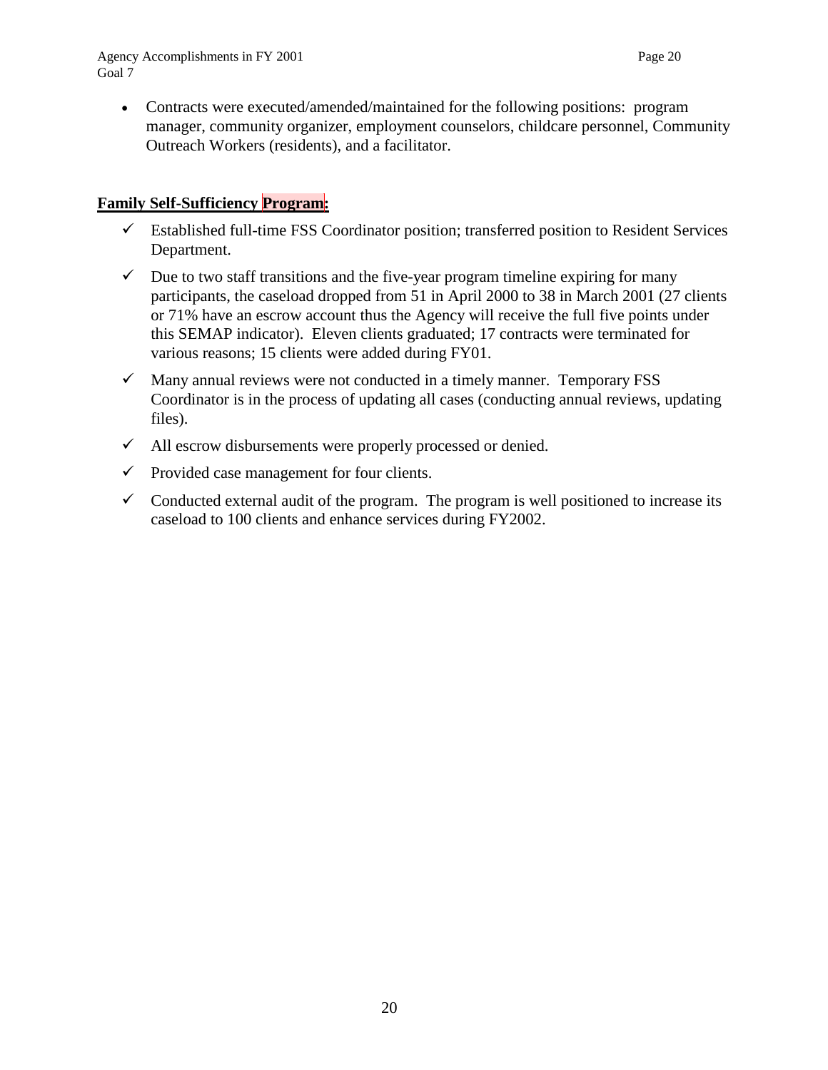- Contracts were executed/amended/maintained for the following positions: program manager, community organizer, employment counselors, childcare personnel, Community Outreach Workers (residents), and a facilitator.

**Family Self-Sufficiency Program:**

- ✓ Established full-time FSS Coordinator position; transferred position to Resident Services Department.
- ✓ Due to two staff transitions and the five-year program timeline expiring for many participants, the caseload dropped from 51 in April 2000 to 38 in March 2001 (27 clients or 71% have an escrow account thus the Agency will receive the full five points under this SEMAP indicator). Eleven clients graduated; 17 contracts were terminated for various reasons; 15 clients were added during FY01.
- ✓ Many annual reviews were not conducted in a timely manner. Temporary FSS Coordinator is in the process of updating all cases (conducting annual reviews, updating files).
- ✓ All escrow disbursements were properly processed or denied.
- ✓ Provided case management for four clients.
- ✓ Conducted external audit of the program. The program is well positioned to increase its caseload to 100 clients and enhance services during FY2002.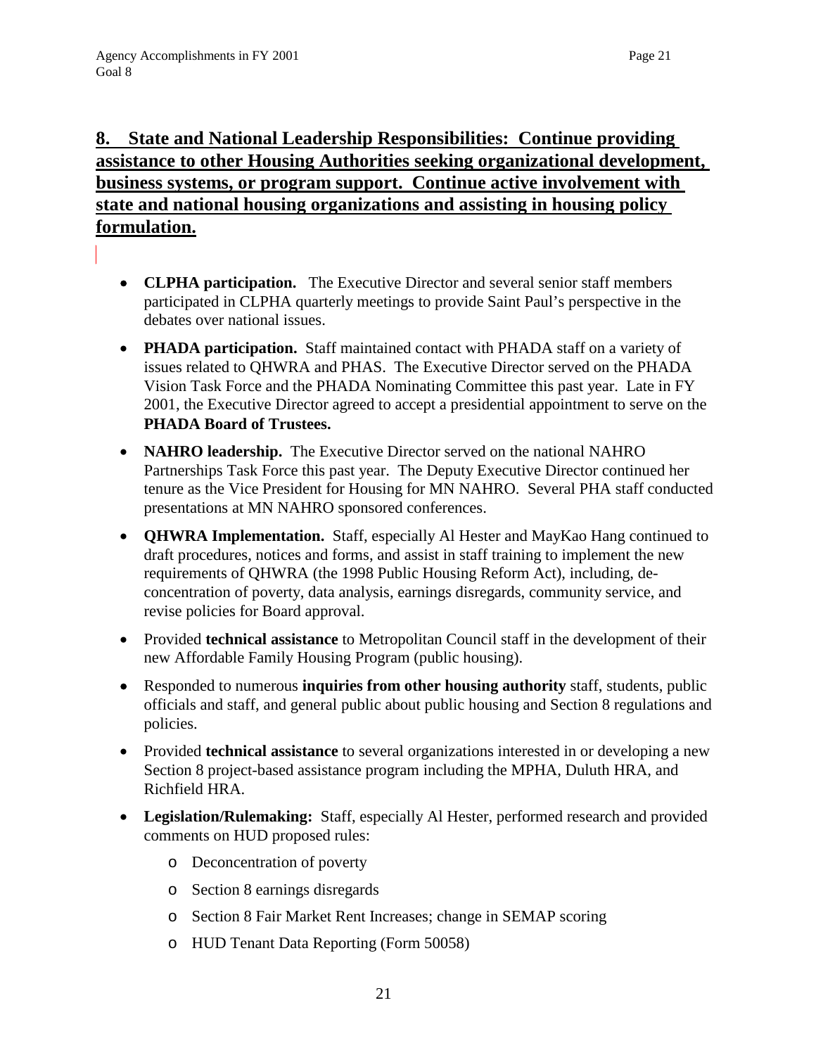## 8. State and National Leadership Responsibilities: Continue providing assistance to other Housing Authorities seeking organizational development, business systems, or program support. Continue active involvement with state and national housing organizations and assisting in housing policy formulation.

- **CLPHA participation.** The Executive Director and several senior staff members participated in CLPHA quarterly meetings to provide Saint Paul's perspective in the debates over national issues.
- **PHADA participation.** Staff maintained contact with PHADA staff on a variety of issues related to QHWRA and PHAS. The Executive Director served on the PHADA Vision Task Force and the PHADA Nominating Committee this past year. Late in FY 2001, the Executive Director agreed to accept a presidential appointment to serve on the **PHADA Board of Trustees.**
- **NAHRO leadership.** The Executive Director served on the national NAHRO Partnerships Task Force this past year. The Deputy Executive Director continued her tenure as the Vice President for Housing for MN NAHRO. Several PHA staff conducted presentations at MN NAHRO sponsored conferences.
- **QHWRA Implementation.** Staff, especially Al Hester and MayKao Hang continued to draft procedures, notices and forms, and assist in staff training to implement the new requirements of QHWRA (the 1998 Public Housing Reform Act), including, de-concentration of poverty, data analysis, earnings disregards, community service, and revise policies for Board approval.
- Provided **technical assistance** to Metropolitan Council staff in the development of their new Affordable Family Housing Program (public housing).
- Responded to numerous **inquiries from other housing authority** staff, students, public officials and staff, and general public about public housing and Section 8 regulations and policies.
- Provided **technical assistance** to several organizations interested in or developing a new Section 8 project-based assistance program including the MPHA, Duluth HRA, and Richfield HRA.
- **Legislation/Rulemaking:** Staff, especially Al Hester, performed research and provided comments on HUD proposed rules:
  - Deconcentration of poverty
  - Section 8 earnings disregards
  - Section 8 Fair Market Rent Increases; change in SEMAP scoring
  - HUD Tenant Data Reporting (Form 50058)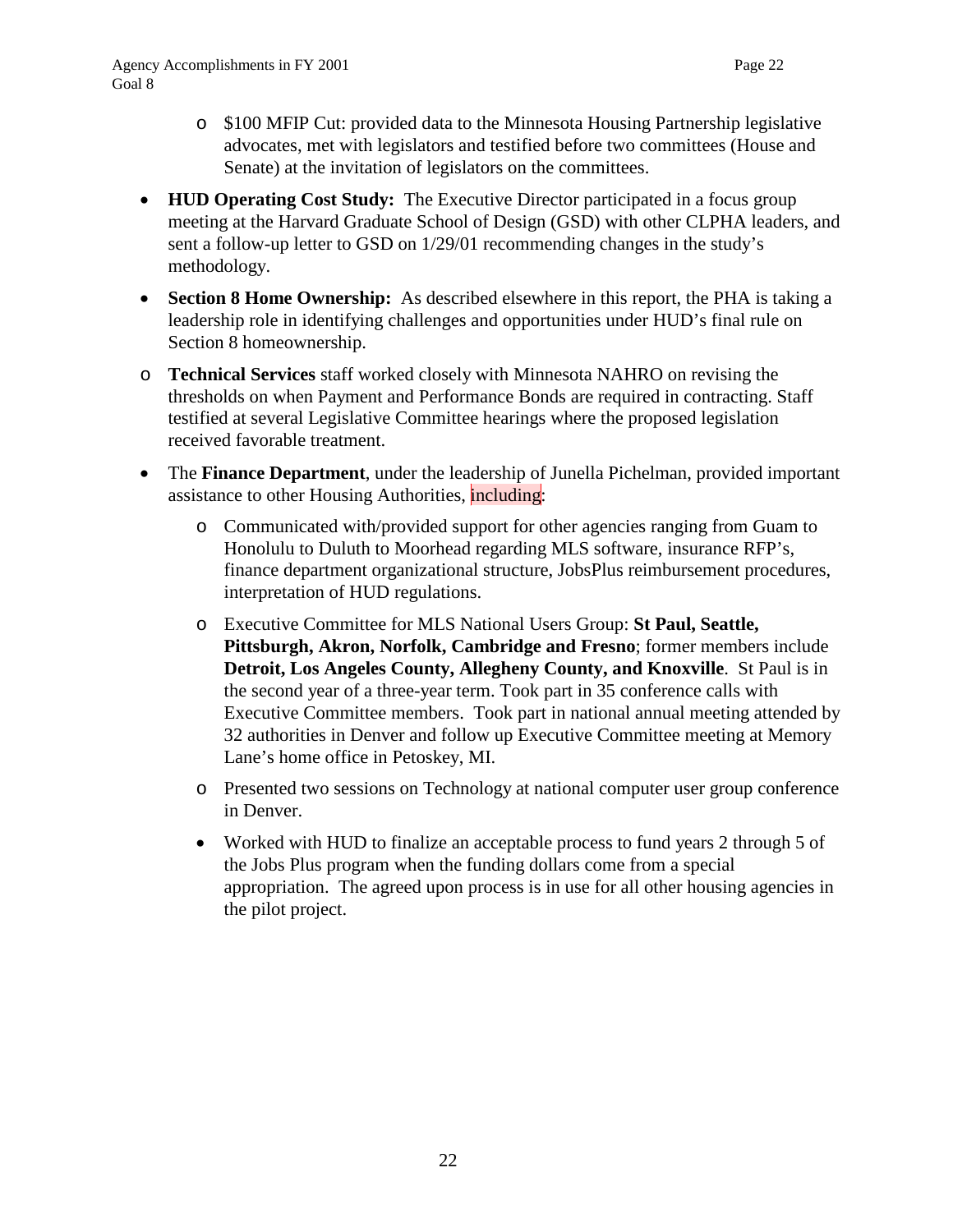- $100 MFIP Cut: provided data to the Minnesota Housing Partnership legislative advocates, met with legislators and testified before two committees (House and Senate) at the invitation of legislators on the committees.

- **HUD Operating Cost Study:** The Executive Director participated in a focus group meeting at the Harvard Graduate School of Design (GSD) with other CLPHA leaders, and sent a follow-up letter to GSD on 1/29/01 recommending changes in the study's methodology.
- **Section 8 Home Ownership:** As described elsewhere in this report, the PHA is taking a leadership role in identifying challenges and opportunities under HUD's final rule on Section 8 homeownership.
- **Technical Services** staff worked closely with Minnesota NAHRO on revising the thresholds on when Payment and Performance Bonds are required in contracting. Staff testified at several Legislative Committee hearings where the proposed legislation received favorable treatment.
- The **Finance Department**, under the leadership of Junella Pichelman, provided important assistance to other Housing Authorities, including:
  - Communicated with/provided support for other agencies ranging from Guam to Honolulu to Duluth to Moorhead regarding MLS software, insurance RFP's, finance department organizational structure, JobsPlus reimbursement procedures, interpretation of HUD regulations.
  - Executive Committee for MLS National Users Group: **St Paul, Seattle, Pittsburgh, Akron, Norfolk, Cambridge and Fresno**; former members include **Detroit, Los Angeles County, Allegheny County, and Knoxville**. St Paul is in the second year of a three-year term. Took part in 35 conference calls with Executive Committee members. Took part in national annual meeting attended by 32 authorities in Denver and follow up Executive Committee meeting at Memory Lane's home office in Petoskey, MI.
  - Presented two sessions on Technology at national computer user group conference in Denver.
  - Worked with HUD to finalize an acceptable process to fund years 2 through 5 of the Jobs Plus program when the funding dollars come from a special appropriation. The agreed upon process is in use for all other housing agencies in the pilot project.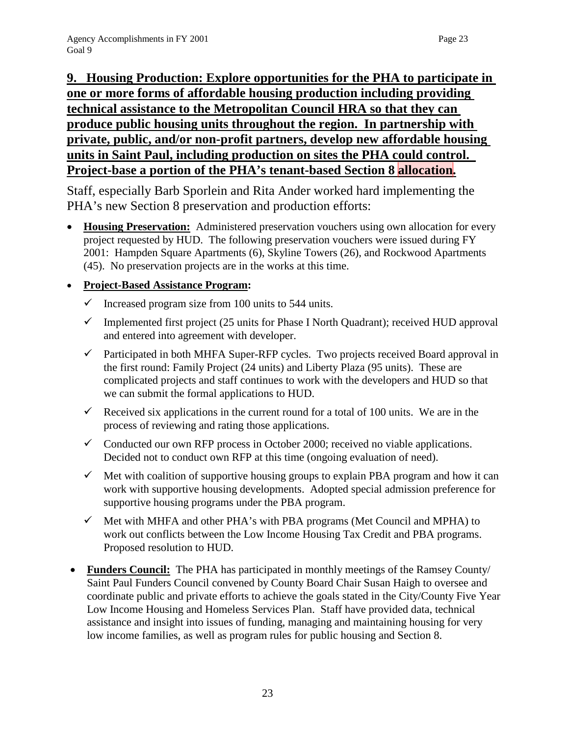**9. Housing Production: Explore opportunities for the PHA to participate in one or more forms of affordable housing production including providing technical assistance to the Metropolitan Council HRA so that they can produce public housing units throughout the region. In partnership with private, public, and/or non-profit partners, develop new affordable housing units in Saint Paul, including production on sites the PHA could control. Project-base a portion of the PHA's tenant-based Section 8 allocation.**

Staff, especially Barb Sporlein and Rita Ander worked hard implementing the PHA's new Section 8 preservation and production efforts:

- **Housing Preservation:** Administered preservation vouchers using own allocation for every project requested by HUD. The following preservation vouchers were issued during FY 2001: Hampden Square Apartments (6), Skyline Towers (26), and Rockwood Apartments (45). No preservation projects are in the works at this time.
- **Project-Based Assistance Program:**
  - ✓ Increased program size from 100 units to 544 units.
  - ✓ Implemented first project (25 units for Phase I North Quadrant); received HUD approval and entered into agreement with developer.
  - ✓ Participated in both MHFA Super-RFP cycles. Two projects received Board approval in the first round: Family Project (24 units) and Liberty Plaza (95 units). These are complicated projects and staff continues to work with the developers and HUD so that we can submit the formal applications to HUD.
  - ✓ Received six applications in the current round for a total of 100 units. We are in the process of reviewing and rating those applications.
  - ✓ Conducted our own RFP process in October 2000; received no viable applications. Decided not to conduct own RFP at this time (ongoing evaluation of need).
  - ✓ Met with coalition of supportive housing groups to explain PBA program and how it can work with supportive housing developments. Adopted special admission preference for supportive housing programs under the PBA program.
  - ✓ Met with MHFA and other PHA's with PBA programs (Met Council and MPHA) to work out conflicts between the Low Income Housing Tax Credit and PBA programs. Proposed resolution to HUD.
- **Funders Council:** The PHA has participated in monthly meetings of the Ramsey County/ Saint Paul Funders Council convened by County Board Chair Susan Haigh to oversee and coordinate public and private efforts to achieve the goals stated in the City/County Five Year Low Income Housing and Homeless Services Plan. Staff have provided data, technical assistance and insight into issues of funding, managing and maintaining housing for very low income families, as well as program rules for public housing and Section 8.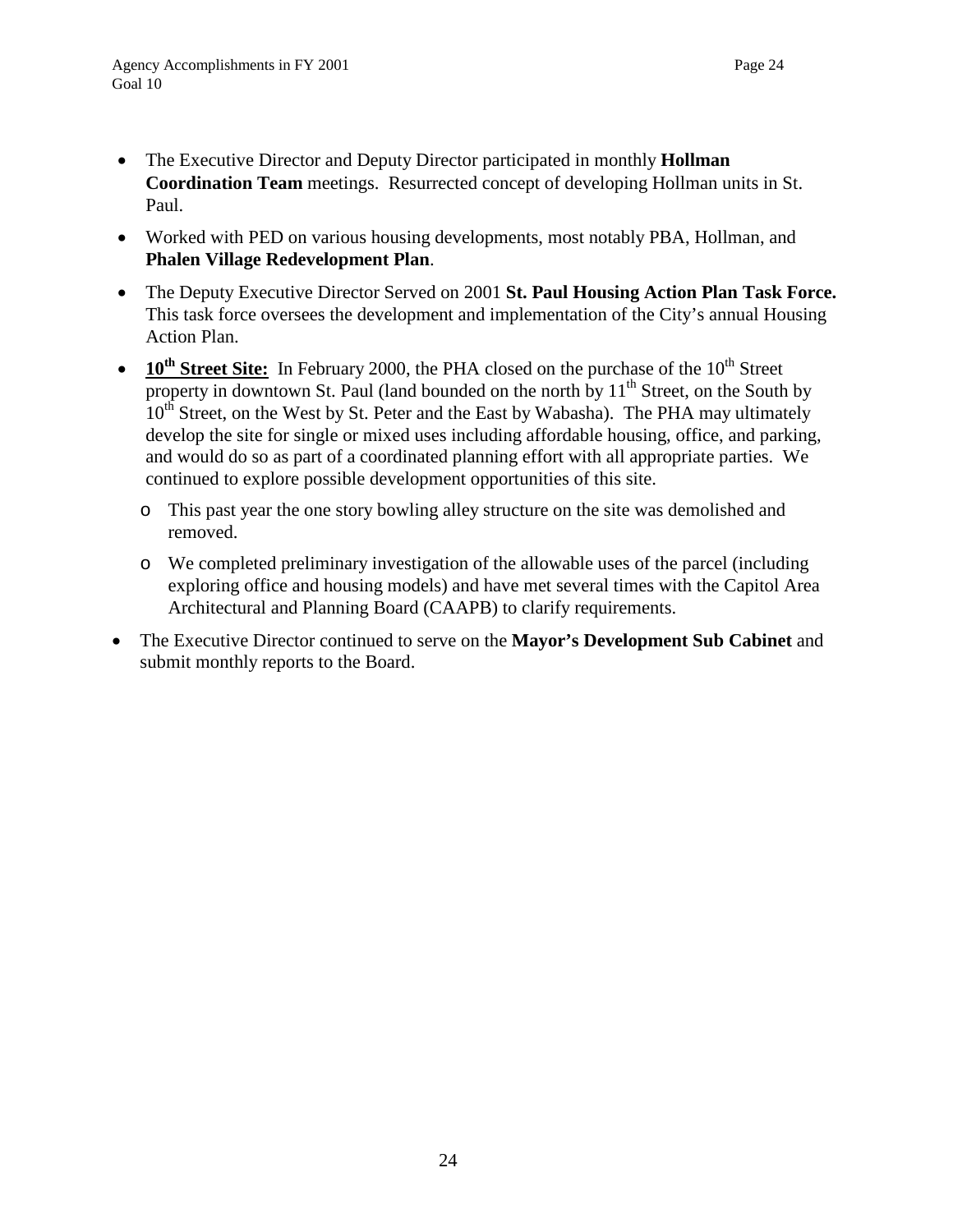- The Executive Director and Deputy Director participated in monthly **Hollman Coordination Team** meetings. Resurrected concept of developing Hollman units in St. Paul.
- Worked with PED on various housing developments, most notably PBA, Hollman, and **Phalen Village Redevelopment Plan**.
- The Deputy Executive Director Served on 2001 **St. Paul Housing Action Plan Task Force.** This task force oversees the development and implementation of the City's annual Housing Action Plan.
- **<u>10th Street Site:</u>** In February 2000, the PHA closed on the purchase of the 10th Street property in downtown St. Paul (land bounded on the north by 11th Street, on the South by 10th Street, on the West by St. Peter and the East by Wabasha). The PHA may ultimately develop the site for single or mixed uses including affordable housing, office, and parking, and would do so as part of a coordinated planning effort with all appropriate parties. We continued to explore possible development opportunities of this site.
  - This past year the one story bowling alley structure on the site was demolished and removed.
  - We completed preliminary investigation of the allowable uses of the parcel (including exploring office and housing models) and have met several times with the Capitol Area Architectural and Planning Board (CAAPB) to clarify requirements.
- The Executive Director continued to serve on the **Mayor's Development Sub Cabinet** and submit monthly reports to the Board.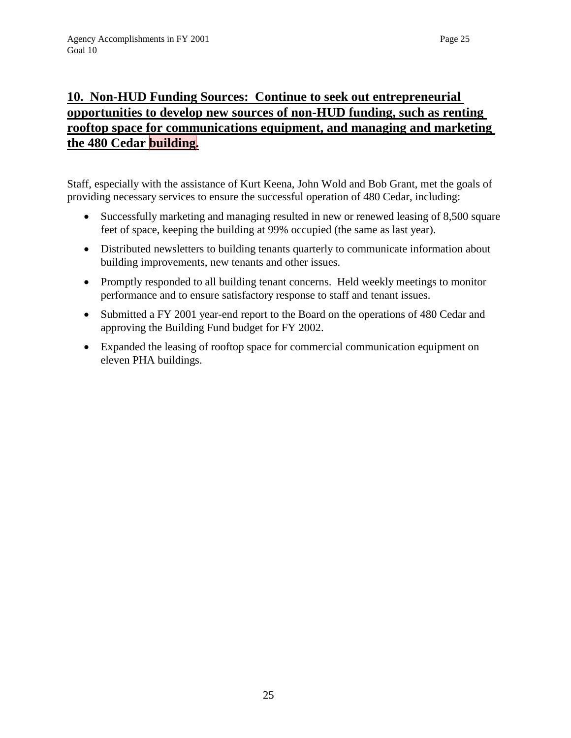## **10. Non-HUD Funding Sources: Continue to seek out entrepreneurial opportunities to develop new sources of non-HUD funding, such as renting rooftop space for communications equipment, and managing and marketing the 480 Cedar building.**

Staff, especially with the assistance of Kurt Keena, John Wold and Bob Grant, met the goals of providing necessary services to ensure the successful operation of 480 Cedar, including:

- Successfully marketing and managing resulted in new or renewed leasing of 8,500 square feet of space, keeping the building at 99% occupied (the same as last year).
- Distributed newsletters to building tenants quarterly to communicate information about building improvements, new tenants and other issues.
- Promptly responded to all building tenant concerns. Held weekly meetings to monitor performance and to ensure satisfactory response to staff and tenant issues.
- Submitted a FY 2001 year-end report to the Board on the operations of 480 Cedar and approving the Building Fund budget for FY 2002.
- Expanded the leasing of rooftop space for commercial communication equipment on eleven PHA buildings.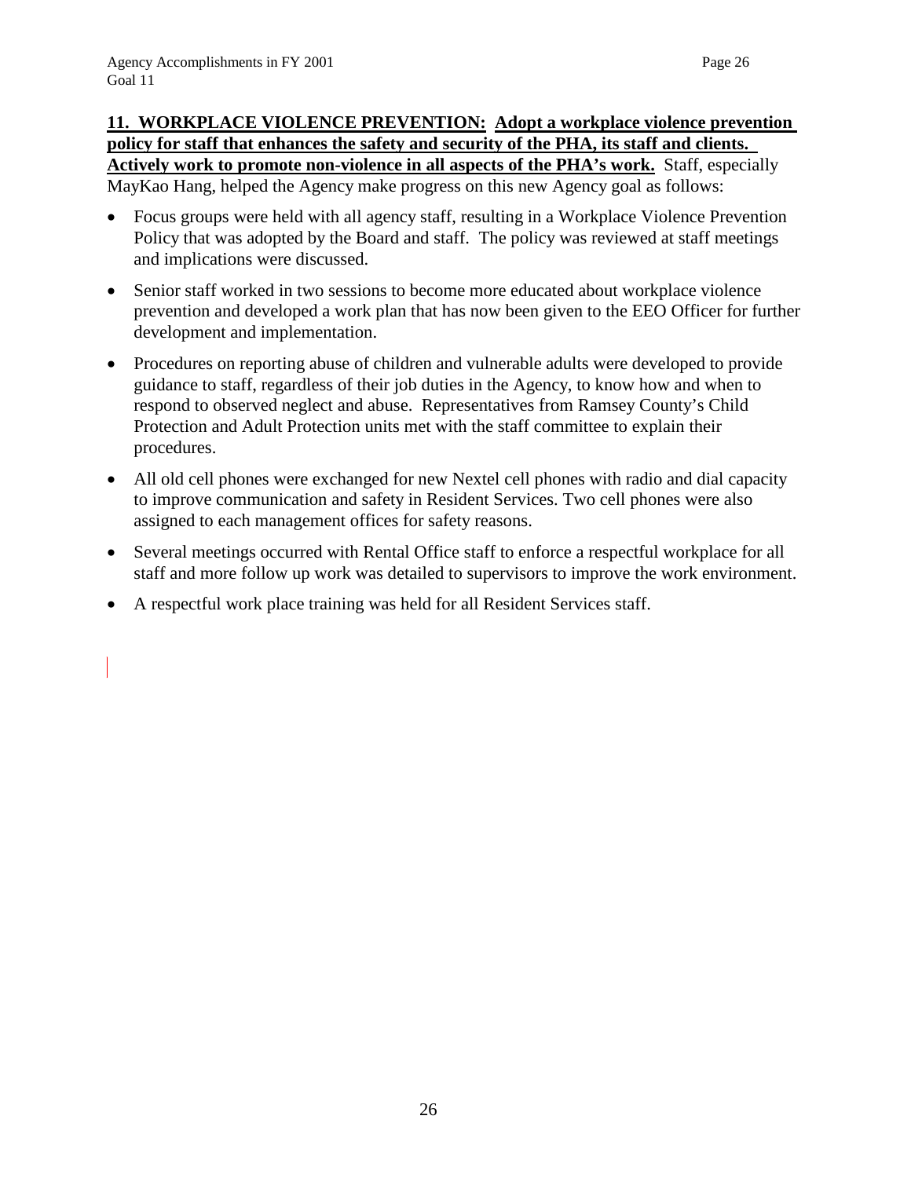**11. WORKPLACE VIOLENCE PREVENTION: Adopt a workplace violence prevention policy for staff that enhances the safety and security of the PHA, its staff and clients. Actively work to promote non-violence in all aspects of the PHA's work.** Staff, especially MayKao Hang, helped the Agency make progress on this new Agency goal as follows:

- Focus groups were held with all agency staff, resulting in a Workplace Violence Prevention Policy that was adopted by the Board and staff. The policy was reviewed at staff meetings and implications were discussed.
- Senior staff worked in two sessions to become more educated about workplace violence prevention and developed a work plan that has now been given to the EEO Officer for further development and implementation.
- Procedures on reporting abuse of children and vulnerable adults were developed to provide guidance to staff, regardless of their job duties in the Agency, to know how and when to respond to observed neglect and abuse. Representatives from Ramsey County's Child Protection and Adult Protection units met with the staff committee to explain their procedures.
- All old cell phones were exchanged for new Nextel cell phones with radio and dial capacity to improve communication and safety in Resident Services. Two cell phones were also assigned to each management offices for safety reasons.
- Several meetings occurred with Rental Office staff to enforce a respectful workplace for all staff and more follow up work was detailed to supervisors to improve the work environment.
- A respectful work place training was held for all Resident Services staff.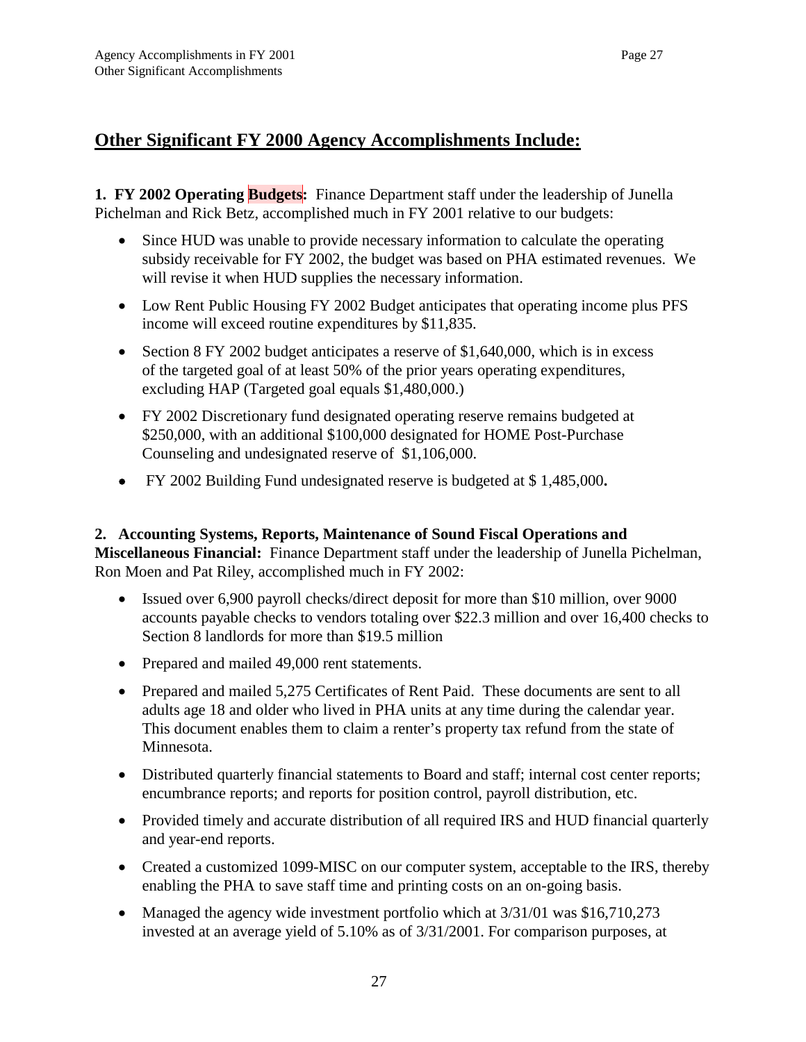## Other Significant FY 2000 Agency Accomplishments Include:

**1. FY 2002 Operating Budgets:** Finance Department staff under the leadership of Junella Pichelman and Rick Betz, accomplished much in FY 2001 relative to our budgets:

- Since HUD was unable to provide necessary information to calculate the operating subsidy receivable for FY 2002, the budget was based on PHA estimated revenues. We will revise it when HUD supplies the necessary information.
- Low Rent Public Housing FY 2002 Budget anticipates that operating income plus PFS income will exceed routine expenditures by $11,835.
- Section 8 FY 2002 budget anticipates a reserve of $1,640,000, which is in excess of the targeted goal of at least 50% of the prior years operating expenditures, excluding HAP (Targeted goal equals $1,480,000.)
- FY 2002 Discretionary fund designated operating reserve remains budgeted at $250,000, with an additional $100,000 designated for HOME Post-Purchase Counseling and undesignated reserve of $1,106,000.
- FY 2002 Building Fund undesignated reserve is budgeted at $ 1,485,000**.**

**2. Accounting Systems, Reports, Maintenance of Sound Fiscal Operations and Miscellaneous Financial:** Finance Department staff under the leadership of Junella Pichelman, Ron Moen and Pat Riley, accomplished much in FY 2002:

- Issued over 6,900 payroll checks/direct deposit for more than $10 million, over 9000 accounts payable checks to vendors totaling over $22.3 million and over 16,400 checks to Section 8 landlords for more than $19.5 million
- Prepared and mailed 49,000 rent statements.
- Prepared and mailed 5,275 Certificates of Rent Paid. These documents are sent to all adults age 18 and older who lived in PHA units at any time during the calendar year. This document enables them to claim a renter's property tax refund from the state of Minnesota.
- Distributed quarterly financial statements to Board and staff; internal cost center reports; encumbrance reports; and reports for position control, payroll distribution, etc.
- Provided timely and accurate distribution of all required IRS and HUD financial quarterly and year-end reports.
- Created a customized 1099-MISC on our computer system, acceptable to the IRS, thereby enabling the PHA to save staff time and printing costs on an on-going basis.
- Managed the agency wide investment portfolio which at 3/31/01 was $16,710,273 invested at an average yield of 5.10% as of 3/31/2001. For comparison purposes, at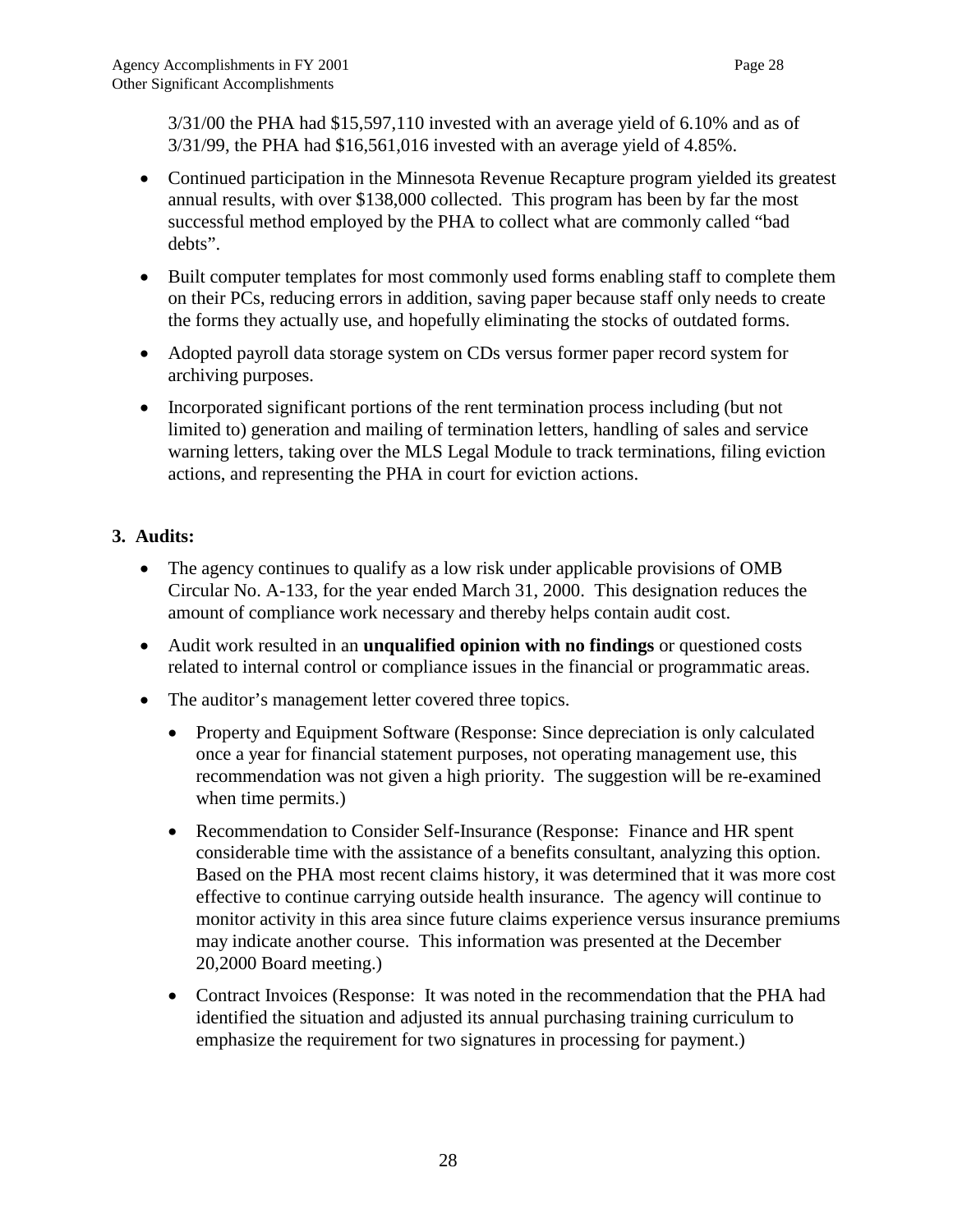3/31/00 the PHA had $15,597,110 invested with an average yield of 6.10% and as of 3/31/99, the PHA had $16,561,016 invested with an average yield of 4.85%.

- Continued participation in the Minnesota Revenue Recapture program yielded its greatest annual results, with over $138,000 collected. This program has been by far the most successful method employed by the PHA to collect what are commonly called "bad debts".
- Built computer templates for most commonly used forms enabling staff to complete them on their PCs, reducing errors in addition, saving paper because staff only needs to create the forms they actually use, and hopefully eliminating the stocks of outdated forms.
- Adopted payroll data storage system on CDs versus former paper record system for archiving purposes.
- Incorporated significant portions of the rent termination process including (but not limited to) generation and mailing of termination letters, handling of sales and service warning letters, taking over the MLS Legal Module to track terminations, filing eviction actions, and representing the PHA in court for eviction actions.

**3. Audits:**

- The agency continues to qualify as a low risk under applicable provisions of OMB Circular No. A-133, for the year ended March 31, 2000. This designation reduces the amount of compliance work necessary and thereby helps contain audit cost.
- Audit work resulted in an **unqualified opinion with no findings** or questioned costs related to internal control or compliance issues in the financial or programmatic areas.
- The auditor's management letter covered three topics.
  - Property and Equipment Software (Response: Since depreciation is only calculated once a year for financial statement purposes, not operating management use, this recommendation was not given a high priority. The suggestion will be re-examined when time permits.)
  - Recommendation to Consider Self-Insurance (Response: Finance and HR spent considerable time with the assistance of a benefits consultant, analyzing this option. Based on the PHA most recent claims history, it was determined that it was more cost effective to continue carrying outside health insurance. The agency will continue to monitor activity in this area since future claims experience versus insurance premiums may indicate another course. This information was presented at the December 20,2000 Board meeting.)
  - Contract Invoices (Response: It was noted in the recommendation that the PHA had identified the situation and adjusted its annual purchasing training curriculum to emphasize the requirement for two signatures in processing for payment.)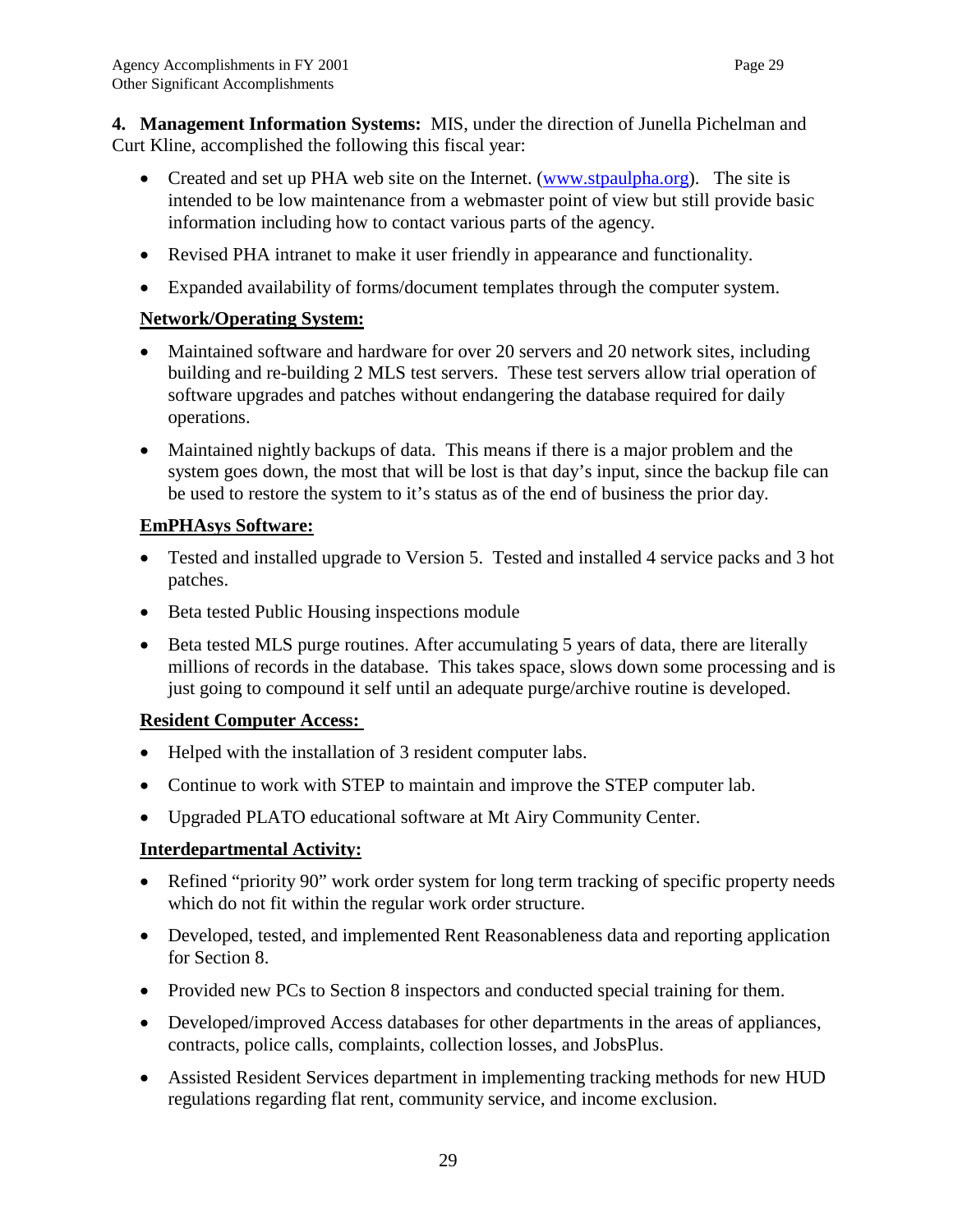**4. Management Information Systems:** MIS, under the direction of Junella Pichelman and Curt Kline, accomplished the following this fiscal year:

- Created and set up PHA web site on the Internet. (www.stpaulpha.org). The site is intended to be low maintenance from a webmaster point of view but still provide basic information including how to contact various parts of the agency.
- Revised PHA intranet to make it user friendly in appearance and functionality.
- Expanded availability of forms/document templates through the computer system.

**Network/Operating System:**

- Maintained software and hardware for over 20 servers and 20 network sites, including building and re-building 2 MLS test servers. These test servers allow trial operation of software upgrades and patches without endangering the database required for daily operations.
- Maintained nightly backups of data. This means if there is a major problem and the system goes down, the most that will be lost is that day's input, since the backup file can be used to restore the system to it's status as of the end of business the prior day.

**EmPHAsys Software:**

- Tested and installed upgrade to Version 5. Tested and installed 4 service packs and 3 hot patches.
- Beta tested Public Housing inspections module
- Beta tested MLS purge routines. After accumulating 5 years of data, there are literally millions of records in the database. This takes space, slows down some processing and is just going to compound it self until an adequate purge/archive routine is developed.

**Resident Computer Access:**

- Helped with the installation of 3 resident computer labs.
- Continue to work with STEP to maintain and improve the STEP computer lab.
- Upgraded PLATO educational software at Mt Airy Community Center.

**Interdepartmental Activity:**

- Refined "priority 90" work order system for long term tracking of specific property needs which do not fit within the regular work order structure.
- Developed, tested, and implemented Rent Reasonableness data and reporting application for Section 8.
- Provided new PCs to Section 8 inspectors and conducted special training for them.
- Developed/improved Access databases for other departments in the areas of appliances, contracts, police calls, complaints, collection losses, and JobsPlus.
- Assisted Resident Services department in implementing tracking methods for new HUD regulations regarding flat rent, community service, and income exclusion.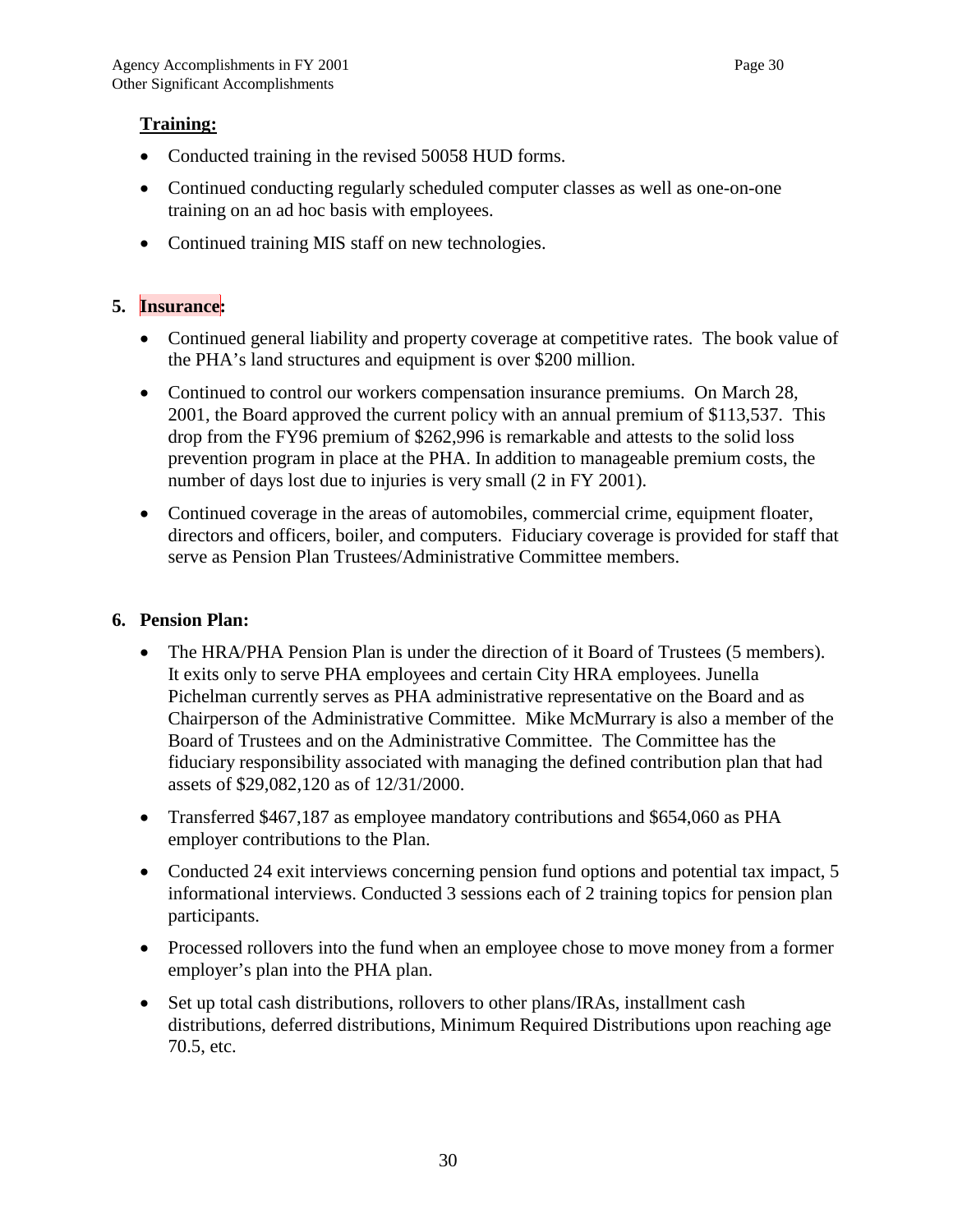**Training:**

- Conducted training in the revised 50058 HUD forms.
- Continued conducting regularly scheduled computer classes as well as one-on-one training on an ad hoc basis with employees.
- Continued training MIS staff on new technologies.

**5. Insurance:**

- Continued general liability and property coverage at competitive rates. The book value of the PHA's land structures and equipment is over $200 million.
- Continued to control our workers compensation insurance premiums. On March 28, 2001, the Board approved the current policy with an annual premium of $113,537. This drop from the FY96 premium of $262,996 is remarkable and attests to the solid loss prevention program in place at the PHA. In addition to manageable premium costs, the number of days lost due to injuries is very small (2 in FY 2001).
- Continued coverage in the areas of automobiles, commercial crime, equipment floater, directors and officers, boiler, and computers. Fiduciary coverage is provided for staff that serve as Pension Plan Trustees/Administrative Committee members.

**6. Pension Plan:**

- The HRA/PHA Pension Plan is under the direction of it Board of Trustees (5 members). It exits only to serve PHA employees and certain City HRA employees. Junella Pichelman currently serves as PHA administrative representative on the Board and as Chairperson of the Administrative Committee. Mike McMurrary is also a member of the Board of Trustees and on the Administrative Committee. The Committee has the fiduciary responsibility associated with managing the defined contribution plan that had assets of $29,082,120 as of 12/31/2000.
- Transferred $467,187 as employee mandatory contributions and $654,060 as PHA employer contributions to the Plan.
- Conducted 24 exit interviews concerning pension fund options and potential tax impact, 5 informational interviews. Conducted 3 sessions each of 2 training topics for pension plan participants.
- Processed rollovers into the fund when an employee chose to move money from a former employer's plan into the PHA plan.
- Set up total cash distributions, rollovers to other plans/IRAs, installment cash distributions, deferred distributions, Minimum Required Distributions upon reaching age 70.5, etc.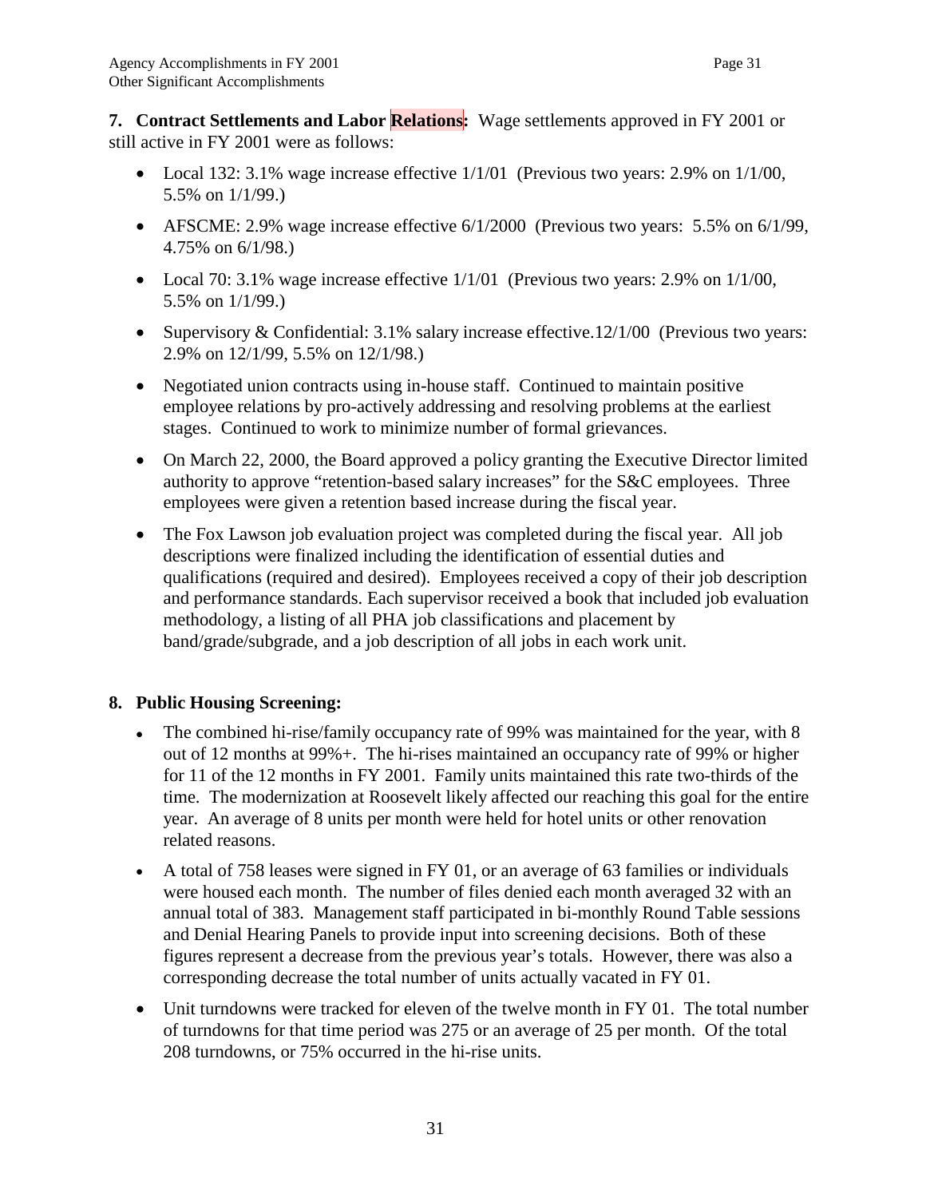**7. Contract Settlements and Labor Relations:** Wage settlements approved in FY 2001 or still active in FY 2001 were as follows:

- Local 132: 3.1% wage increase effective 1/1/01 (Previous two years: 2.9% on 1/1/00, 5.5% on 1/1/99.)
- AFSCME: 2.9% wage increase effective 6/1/2000 (Previous two years: 5.5% on 6/1/99, 4.75% on 6/1/98.)
- Local 70: 3.1% wage increase effective 1/1/01 (Previous two years: 2.9% on 1/1/00, 5.5% on 1/1/99.)
- Supervisory & Confidential: 3.1% salary increase effective.12/1/00 (Previous two years: 2.9% on 12/1/99, 5.5% on 12/1/98.)
- Negotiated union contracts using in-house staff. Continued to maintain positive employee relations by pro-actively addressing and resolving problems at the earliest stages. Continued to work to minimize number of formal grievances.
- On March 22, 2000, the Board approved a policy granting the Executive Director limited authority to approve "retention-based salary increases" for the S&C employees. Three employees were given a retention based increase during the fiscal year.
- The Fox Lawson job evaluation project was completed during the fiscal year. All job descriptions were finalized including the identification of essential duties and qualifications (required and desired). Employees received a copy of their job description and performance standards. Each supervisor received a book that included job evaluation methodology, a listing of all PHA job classifications and placement by band/grade/subgrade, and a job description of all jobs in each work unit.

**8. Public Housing Screening:**

- The combined hi-rise/family occupancy rate of 99% was maintained for the year, with 8 out of 12 months at 99%+. The hi-rises maintained an occupancy rate of 99% or higher for 11 of the 12 months in FY 2001. Family units maintained this rate two-thirds of the time. The modernization at Roosevelt likely affected our reaching this goal for the entire year. An average of 8 units per month were held for hotel units or other renovation related reasons.
- A total of 758 leases were signed in FY 01, or an average of 63 families or individuals were housed each month. The number of files denied each month averaged 32 with an annual total of 383. Management staff participated in bi-monthly Round Table sessions and Denial Hearing Panels to provide input into screening decisions. Both of these figures represent a decrease from the previous year's totals. However, there was also a corresponding decrease the total number of units actually vacated in FY 01.
- Unit turndowns were tracked for eleven of the twelve month in FY 01. The total number of turndowns for that time period was 275 or an average of 25 per month. Of the total 208 turndowns, or 75% occurred in the hi-rise units.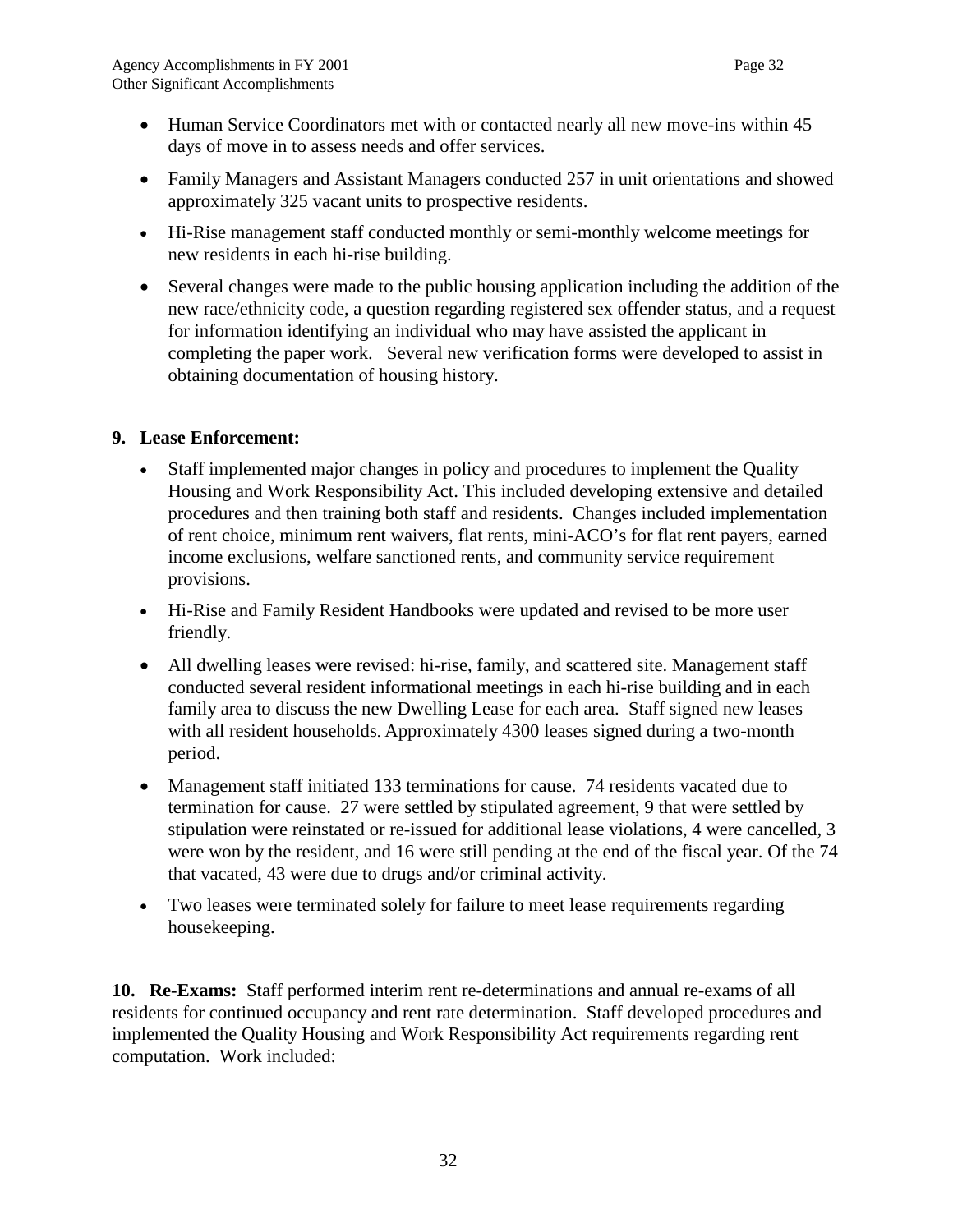- Human Service Coordinators met with or contacted nearly all new move-ins within 45 days of move in to assess needs and offer services.
- Family Managers and Assistant Managers conducted 257 in unit orientations and showed approximately 325 vacant units to prospective residents.
- Hi-Rise management staff conducted monthly or semi-monthly welcome meetings for new residents in each hi-rise building.
- Several changes were made to the public housing application including the addition of the new race/ethnicity code, a question regarding registered sex offender status, and a request for information identifying an individual who may have assisted the applicant in completing the paper work. Several new verification forms were developed to assist in obtaining documentation of housing history.

**9. Lease Enforcement:**

- Staff implemented major changes in policy and procedures to implement the Quality Housing and Work Responsibility Act. This included developing extensive and detailed procedures and then training both staff and residents. Changes included implementation of rent choice, minimum rent waivers, flat rents, mini-ACO's for flat rent payers, earned income exclusions, welfare sanctioned rents, and community service requirement provisions.
- Hi-Rise and Family Resident Handbooks were updated and revised to be more user friendly.
- All dwelling leases were revised: hi-rise, family, and scattered site. Management staff conducted several resident informational meetings in each hi-rise building and in each family area to discuss the new Dwelling Lease for each area. Staff signed new leases with all resident households. Approximately 4300 leases signed during a two-month period.
- Management staff initiated 133 terminations for cause. 74 residents vacated due to termination for cause. 27 were settled by stipulated agreement, 9 that were settled by stipulation were reinstated or re-issued for additional lease violations, 4 were cancelled, 3 were won by the resident, and 16 were still pending at the end of the fiscal year. Of the 74 that vacated, 43 were due to drugs and/or criminal activity.
- Two leases were terminated solely for failure to meet lease requirements regarding housekeeping.

**10. Re-Exams:** Staff performed interim rent re-determinations and annual re-exams of all residents for continued occupancy and rent rate determination. Staff developed procedures and implemented the Quality Housing and Work Responsibility Act requirements regarding rent computation. Work included: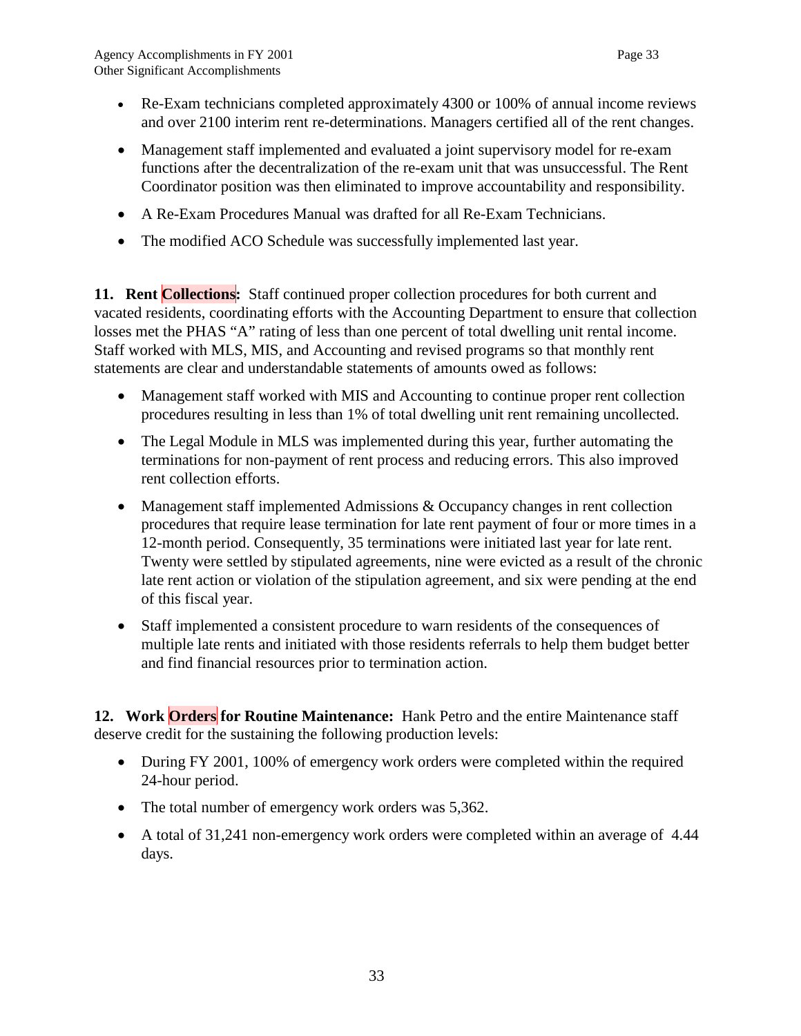- Re-Exam technicians completed approximately 4300 or 100% of annual income reviews and over 2100 interim rent re-determinations. Managers certified all of the rent changes.
- Management staff implemented and evaluated a joint supervisory model for re-exam functions after the decentralization of the re-exam unit that was unsuccessful. The Rent Coordinator position was then eliminated to improve accountability and responsibility.
- A Re-Exam Procedures Manual was drafted for all Re-Exam Technicians.
- The modified ACO Schedule was successfully implemented last year.

**11. Rent Collections:** Staff continued proper collection procedures for both current and vacated residents, coordinating efforts with the Accounting Department to ensure that collection losses met the PHAS "A" rating of less than one percent of total dwelling unit rental income. Staff worked with MLS, MIS, and Accounting and revised programs so that monthly rent statements are clear and understandable statements of amounts owed as follows:

- Management staff worked with MIS and Accounting to continue proper rent collection procedures resulting in less than 1% of total dwelling unit rent remaining uncollected.
- The Legal Module in MLS was implemented during this year, further automating the terminations for non-payment of rent process and reducing errors. This also improved rent collection efforts.
- Management staff implemented Admissions & Occupancy changes in rent collection procedures that require lease termination for late rent payment of four or more times in a 12-month period. Consequently, 35 terminations were initiated last year for late rent. Twenty were settled by stipulated agreements, nine were evicted as a result of the chronic late rent action or violation of the stipulation agreement, and six were pending at the end of this fiscal year.
- Staff implemented a consistent procedure to warn residents of the consequences of multiple late rents and initiated with those residents referrals to help them budget better and find financial resources prior to termination action.

**12. Work Orders for Routine Maintenance:** Hank Petro and the entire Maintenance staff deserve credit for the sustaining the following production levels:

- During FY 2001, 100% of emergency work orders were completed within the required 24-hour period.
- The total number of emergency work orders was 5,362.
- A total of 31,241 non-emergency work orders were completed within an average of 4.44 days.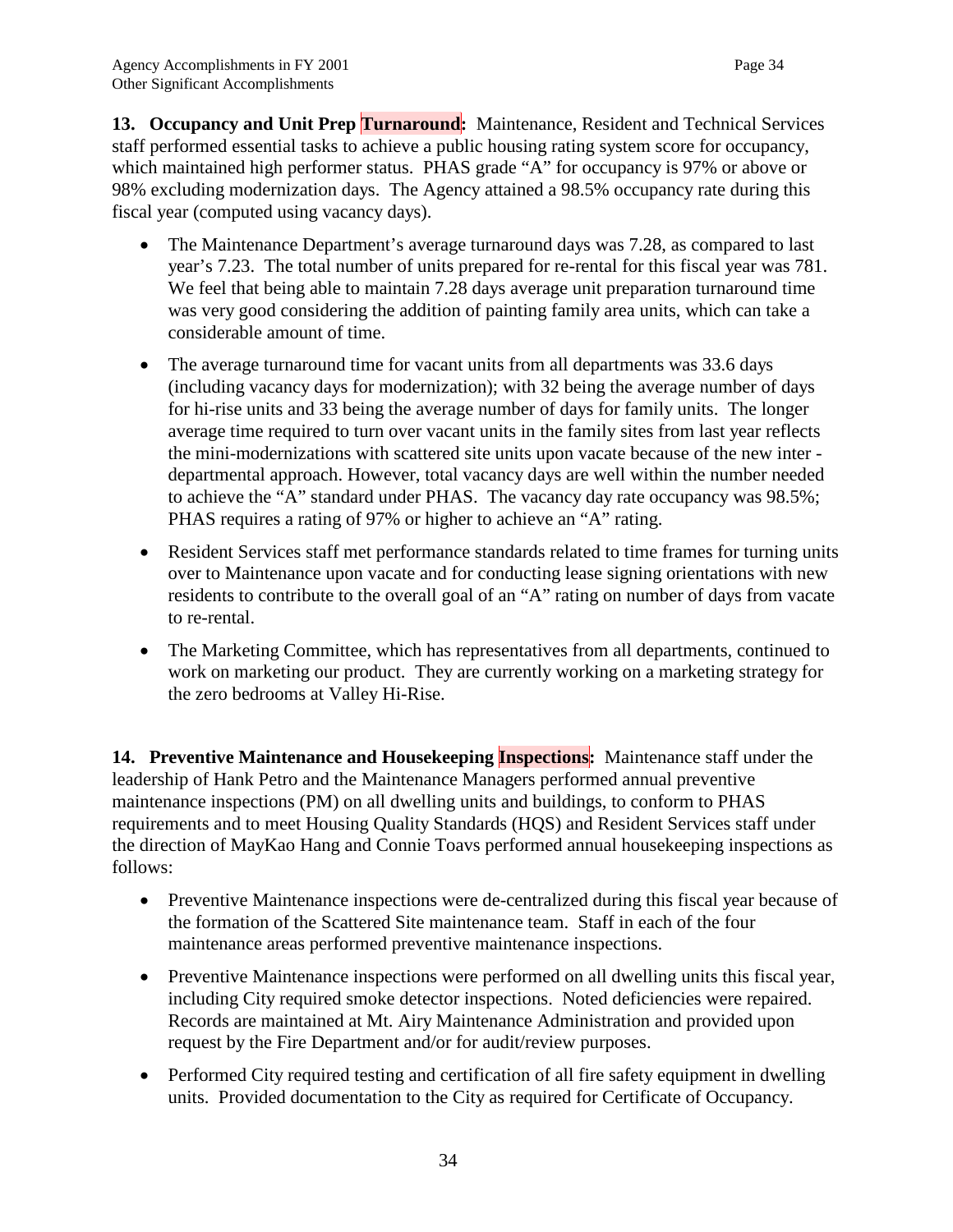**13. Occupancy and Unit Prep Turnaround:** Maintenance, Resident and Technical Services staff performed essential tasks to achieve a public housing rating system score for occupancy, which maintained high performer status. PHAS grade "A" for occupancy is 97% or above or 98% excluding modernization days. The Agency attained a 98.5% occupancy rate during this fiscal year (computed using vacancy days).

- The Maintenance Department's average turnaround days was 7.28, as compared to last year's 7.23. The total number of units prepared for re-rental for this fiscal year was 781. We feel that being able to maintain 7.28 days average unit preparation turnaround time was very good considering the addition of painting family area units, which can take a considerable amount of time.
- The average turnaround time for vacant units from all departments was 33.6 days (including vacancy days for modernization); with 32 being the average number of days for hi-rise units and 33 being the average number of days for family units. The longer average time required to turn over vacant units in the family sites from last year reflects the mini-modernizations with scattered site units upon vacate because of the new inter - departmental approach. However, total vacancy days are well within the number needed to achieve the "A" standard under PHAS. The vacancy day rate occupancy was 98.5%; PHAS requires a rating of 97% or higher to achieve an "A" rating.
- Resident Services staff met performance standards related to time frames for turning units over to Maintenance upon vacate and for conducting lease signing orientations with new residents to contribute to the overall goal of an "A" rating on number of days from vacate to re-rental.
- The Marketing Committee, which has representatives from all departments, continued to work on marketing our product. They are currently working on a marketing strategy for the zero bedrooms at Valley Hi-Rise.

**14. Preventive Maintenance and Housekeeping Inspections:** Maintenance staff under the leadership of Hank Petro and the Maintenance Managers performed annual preventive maintenance inspections (PM) on all dwelling units and buildings, to conform to PHAS requirements and to meet Housing Quality Standards (HQS) and Resident Services staff under the direction of MayKao Hang and Connie Toavs performed annual housekeeping inspections as follows:

- Preventive Maintenance inspections were de-centralized during this fiscal year because of the formation of the Scattered Site maintenance team. Staff in each of the four maintenance areas performed preventive maintenance inspections.
- Preventive Maintenance inspections were performed on all dwelling units this fiscal year, including City required smoke detector inspections. Noted deficiencies were repaired. Records are maintained at Mt. Airy Maintenance Administration and provided upon request by the Fire Department and/or for audit/review purposes.
- Performed City required testing and certification of all fire safety equipment in dwelling units. Provided documentation to the City as required for Certificate of Occupancy.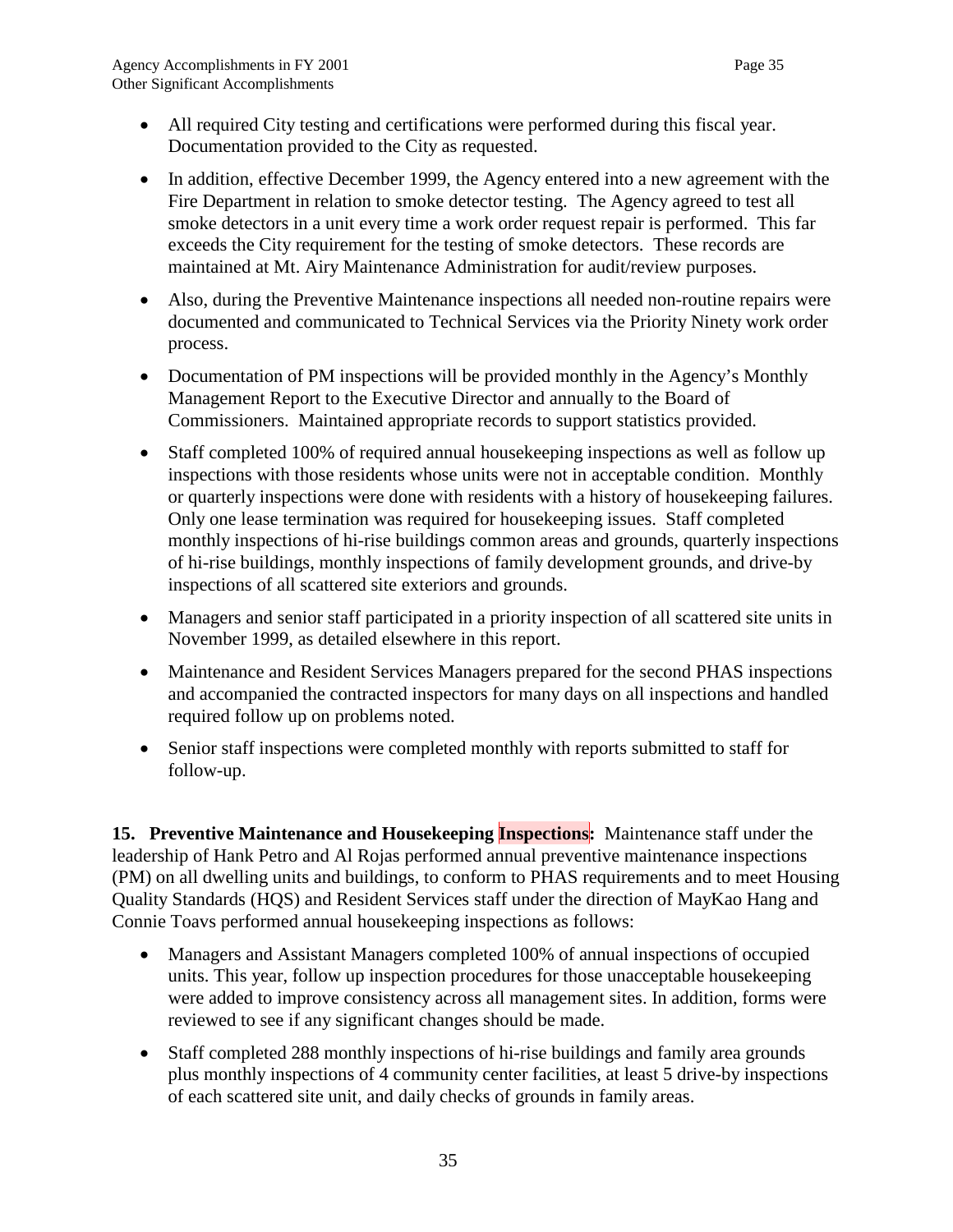- All required City testing and certifications were performed during this fiscal year. Documentation provided to the City as requested.
- In addition, effective December 1999, the Agency entered into a new agreement with the Fire Department in relation to smoke detector testing. The Agency agreed to test all smoke detectors in a unit every time a work order request repair is performed. This far exceeds the City requirement for the testing of smoke detectors. These records are maintained at Mt. Airy Maintenance Administration for audit/review purposes.
- Also, during the Preventive Maintenance inspections all needed non-routine repairs were documented and communicated to Technical Services via the Priority Ninety work order process.
- Documentation of PM inspections will be provided monthly in the Agency's Monthly Management Report to the Executive Director and annually to the Board of Commissioners. Maintained appropriate records to support statistics provided.
- Staff completed 100% of required annual housekeeping inspections as well as follow up inspections with those residents whose units were not in acceptable condition. Monthly or quarterly inspections were done with residents with a history of housekeeping failures. Only one lease termination was required for housekeeping issues. Staff completed monthly inspections of hi-rise buildings common areas and grounds, quarterly inspections of hi-rise buildings, monthly inspections of family development grounds, and drive-by inspections of all scattered site exteriors and grounds.
- Managers and senior staff participated in a priority inspection of all scattered site units in November 1999, as detailed elsewhere in this report.
- Maintenance and Resident Services Managers prepared for the second PHAS inspections and accompanied the contracted inspectors for many days on all inspections and handled required follow up on problems noted.
- Senior staff inspections were completed monthly with reports submitted to staff for follow-up.

**15. Preventive Maintenance and Housekeeping Inspections:** Maintenance staff under the leadership of Hank Petro and Al Rojas performed annual preventive maintenance inspections (PM) on all dwelling units and buildings, to conform to PHAS requirements and to meet Housing Quality Standards (HQS) and Resident Services staff under the direction of MayKao Hang and Connie Toavs performed annual housekeeping inspections as follows:

- Managers and Assistant Managers completed 100% of annual inspections of occupied units. This year, follow up inspection procedures for those unacceptable housekeeping were added to improve consistency across all management sites. In addition, forms were reviewed to see if any significant changes should be made.
- Staff completed 288 monthly inspections of hi-rise buildings and family area grounds plus monthly inspections of 4 community center facilities, at least 5 drive-by inspections of each scattered site unit, and daily checks of grounds in family areas.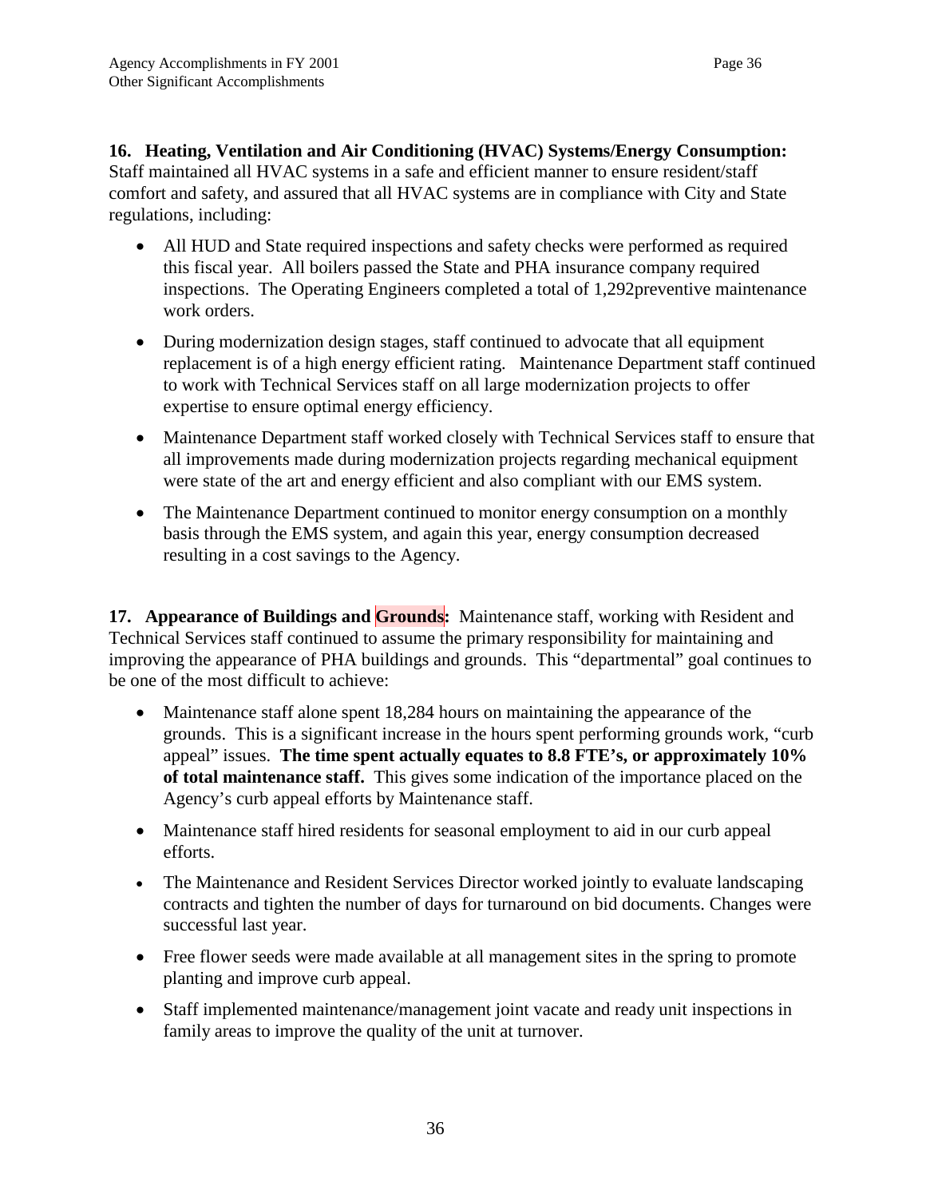**16. Heating, Ventilation and Air Conditioning (HVAC) Systems/Energy Consumption:** Staff maintained all HVAC systems in a safe and efficient manner to ensure resident/staff comfort and safety, and assured that all HVAC systems are in compliance with City and State regulations, including:

- All HUD and State required inspections and safety checks were performed as required this fiscal year. All boilers passed the State and PHA insurance company required inspections. The Operating Engineers completed a total of 1,292preventive maintenance work orders.
- During modernization design stages, staff continued to advocate that all equipment replacement is of a high energy efficient rating. Maintenance Department staff continued to work with Technical Services staff on all large modernization projects to offer expertise to ensure optimal energy efficiency.
- Maintenance Department staff worked closely with Technical Services staff to ensure that all improvements made during modernization projects regarding mechanical equipment were state of the art and energy efficient and also compliant with our EMS system.
- The Maintenance Department continued to monitor energy consumption on a monthly basis through the EMS system, and again this year, energy consumption decreased resulting in a cost savings to the Agency.

**17. Appearance of Buildings and Grounds:** Maintenance staff, working with Resident and Technical Services staff continued to assume the primary responsibility for maintaining and improving the appearance of PHA buildings and grounds. This "departmental" goal continues to be one of the most difficult to achieve:

- Maintenance staff alone spent 18,284 hours on maintaining the appearance of the grounds. This is a significant increase in the hours spent performing grounds work, "curb appeal" issues. **The time spent actually equates to 8.8 FTE's, or approximately 10% of total maintenance staff.** This gives some indication of the importance placed on the Agency's curb appeal efforts by Maintenance staff.
- Maintenance staff hired residents for seasonal employment to aid in our curb appeal efforts.
- The Maintenance and Resident Services Director worked jointly to evaluate landscaping contracts and tighten the number of days for turnaround on bid documents. Changes were successful last year.
- Free flower seeds were made available at all management sites in the spring to promote planting and improve curb appeal.
- Staff implemented maintenance/management joint vacate and ready unit inspections in family areas to improve the quality of the unit at turnover.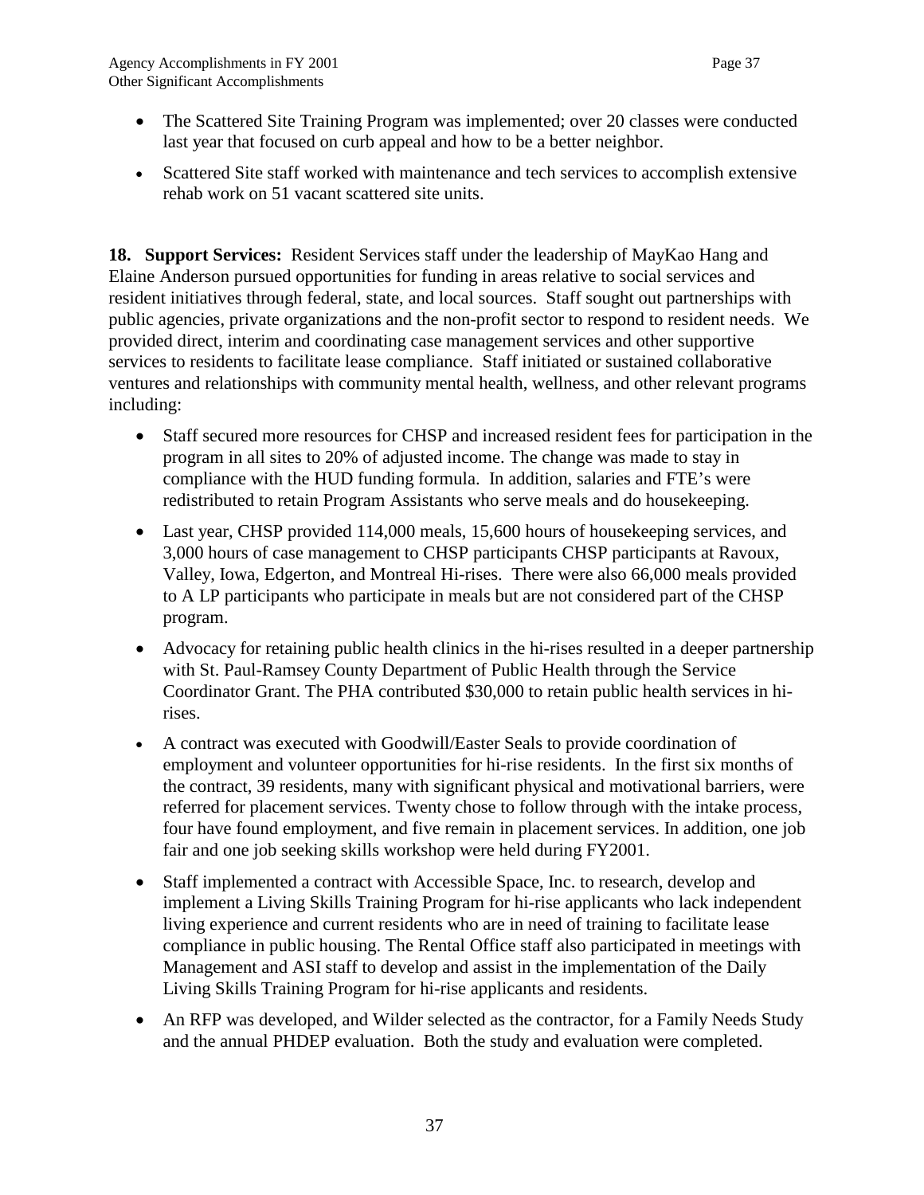- The Scattered Site Training Program was implemented; over 20 classes were conducted last year that focused on curb appeal and how to be a better neighbor.
- Scattered Site staff worked with maintenance and tech services to accomplish extensive rehab work on 51 vacant scattered site units.

**18. Support Services:** Resident Services staff under the leadership of MayKao Hang and Elaine Anderson pursued opportunities for funding in areas relative to social services and resident initiatives through federal, state, and local sources. Staff sought out partnerships with public agencies, private organizations and the non-profit sector to respond to resident needs. We provided direct, interim and coordinating case management services and other supportive services to residents to facilitate lease compliance. Staff initiated or sustained collaborative ventures and relationships with community mental health, wellness, and other relevant programs including:

- Staff secured more resources for CHSP and increased resident fees for participation in the program in all sites to 20% of adjusted income. The change was made to stay in compliance with the HUD funding formula. In addition, salaries and FTE's were redistributed to retain Program Assistants who serve meals and do housekeeping.
- Last year, CHSP provided 114,000 meals, 15,600 hours of housekeeping services, and 3,000 hours of case management to CHSP participants CHSP participants at Ravoux, Valley, Iowa, Edgerton, and Montreal Hi-rises. There were also 66,000 meals provided to A LP participants who participate in meals but are not considered part of the CHSP program.
- Advocacy for retaining public health clinics in the hi-rises resulted in a deeper partnership with St. Paul-Ramsey County Department of Public Health through the Service Coordinator Grant. The PHA contributed $30,000 to retain public health services in hi-rises.
- A contract was executed with Goodwill/Easter Seals to provide coordination of employment and volunteer opportunities for hi-rise residents. In the first six months of the contract, 39 residents, many with significant physical and motivational barriers, were referred for placement services. Twenty chose to follow through with the intake process, four have found employment, and five remain in placement services. In addition, one job fair and one job seeking skills workshop were held during FY2001.
- Staff implemented a contract with Accessible Space, Inc. to research, develop and implement a Living Skills Training Program for hi-rise applicants who lack independent living experience and current residents who are in need of training to facilitate lease compliance in public housing. The Rental Office staff also participated in meetings with Management and ASI staff to develop and assist in the implementation of the Daily Living Skills Training Program for hi-rise applicants and residents.
- An RFP was developed, and Wilder selected as the contractor, for a Family Needs Study and the annual PHDEP evaluation. Both the study and evaluation were completed.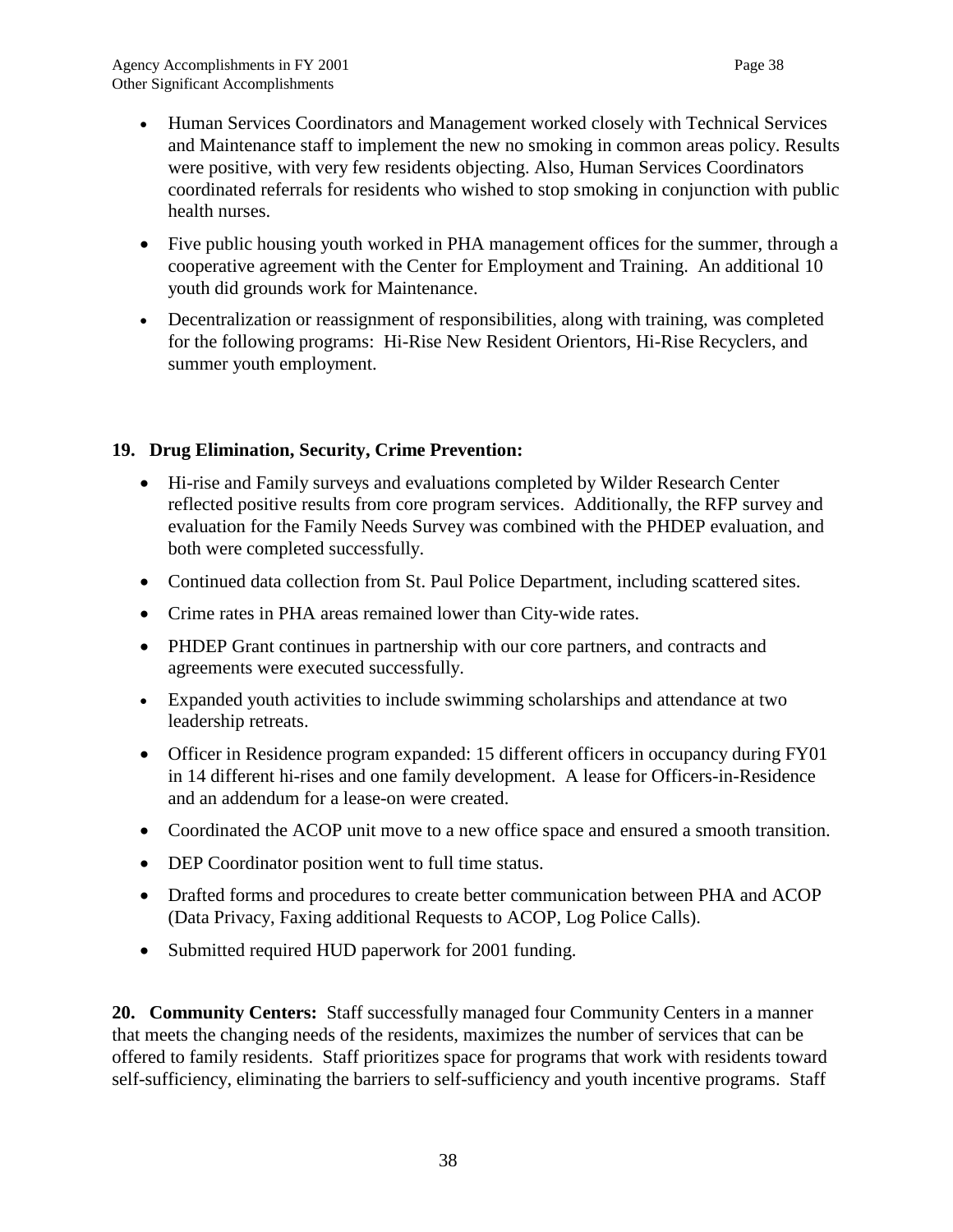- Human Services Coordinators and Management worked closely with Technical Services and Maintenance staff to implement the new no smoking in common areas policy. Results were positive, with very few residents objecting. Also, Human Services Coordinators coordinated referrals for residents who wished to stop smoking in conjunction with public health nurses.
- Five public housing youth worked in PHA management offices for the summer, through a cooperative agreement with the Center for Employment and Training. An additional 10 youth did grounds work for Maintenance.
- Decentralization or reassignment of responsibilities, along with training, was completed for the following programs: Hi-Rise New Resident Orientors, Hi-Rise Recyclers, and summer youth employment.

**19. Drug Elimination, Security, Crime Prevention:**

- Hi-rise and Family surveys and evaluations completed by Wilder Research Center reflected positive results from core program services. Additionally, the RFP survey and evaluation for the Family Needs Survey was combined with the PHDEP evaluation, and both were completed successfully.
- Continued data collection from St. Paul Police Department, including scattered sites.
- Crime rates in PHA areas remained lower than City-wide rates.
- PHDEP Grant continues in partnership with our core partners, and contracts and agreements were executed successfully.
- Expanded youth activities to include swimming scholarships and attendance at two leadership retreats.
- Officer in Residence program expanded: 15 different officers in occupancy during FY01 in 14 different hi-rises and one family development. A lease for Officers-in-Residence and an addendum for a lease-on were created.
- Coordinated the ACOP unit move to a new office space and ensured a smooth transition.
- DEP Coordinator position went to full time status.
- Drafted forms and procedures to create better communication between PHA and ACOP (Data Privacy, Faxing additional Requests to ACOP, Log Police Calls).
- Submitted required HUD paperwork for 2001 funding.

**20. Community Centers:** Staff successfully managed four Community Centers in a manner that meets the changing needs of the residents, maximizes the number of services that can be offered to family residents. Staff prioritizes space for programs that work with residents toward self-sufficiency, eliminating the barriers to self-sufficiency and youth incentive programs. Staff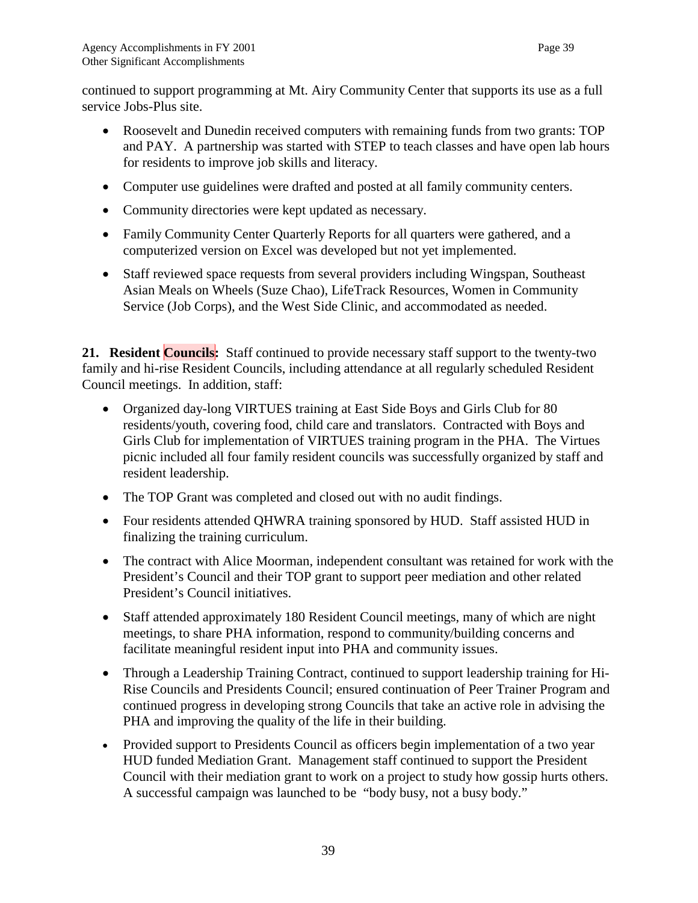continued to support programming at Mt. Airy Community Center that supports its use as a full service Jobs-Plus site.

- Roosevelt and Dunedin received computers with remaining funds from two grants: TOP and PAY. A partnership was started with STEP to teach classes and have open lab hours for residents to improve job skills and literacy.
- Computer use guidelines were drafted and posted at all family community centers.
- Community directories were kept updated as necessary.
- Family Community Center Quarterly Reports for all quarters were gathered, and a computerized version on Excel was developed but not yet implemented.
- Staff reviewed space requests from several providers including Wingspan, Southeast Asian Meals on Wheels (Suze Chao), LifeTrack Resources, Women in Community Service (Job Corps), and the West Side Clinic, and accommodated as needed.

**21. Resident Councils:** Staff continued to provide necessary staff support to the twenty-two family and hi-rise Resident Councils, including attendance at all regularly scheduled Resident Council meetings. In addition, staff:

- Organized day-long VIRTUES training at East Side Boys and Girls Club for 80 residents/youth, covering food, child care and translators. Contracted with Boys and Girls Club for implementation of VIRTUES training program in the PHA. The Virtues picnic included all four family resident councils was successfully organized by staff and resident leadership.
- The TOP Grant was completed and closed out with no audit findings.
- Four residents attended QHWRA training sponsored by HUD. Staff assisted HUD in finalizing the training curriculum.
- The contract with Alice Moorman, independent consultant was retained for work with the President's Council and their TOP grant to support peer mediation and other related President's Council initiatives.
- Staff attended approximately 180 Resident Council meetings, many of which are night meetings, to share PHA information, respond to community/building concerns and facilitate meaningful resident input into PHA and community issues.
- Through a Leadership Training Contract, continued to support leadership training for Hi-Rise Councils and Presidents Council; ensured continuation of Peer Trainer Program and continued progress in developing strong Councils that take an active role in advising the PHA and improving the quality of the life in their building.
- Provided support to Presidents Council as officers begin implementation of a two year HUD funded Mediation Grant. Management staff continued to support the President Council with their mediation grant to work on a project to study how gossip hurts others. A successful campaign was launched to be "body busy, not a busy body."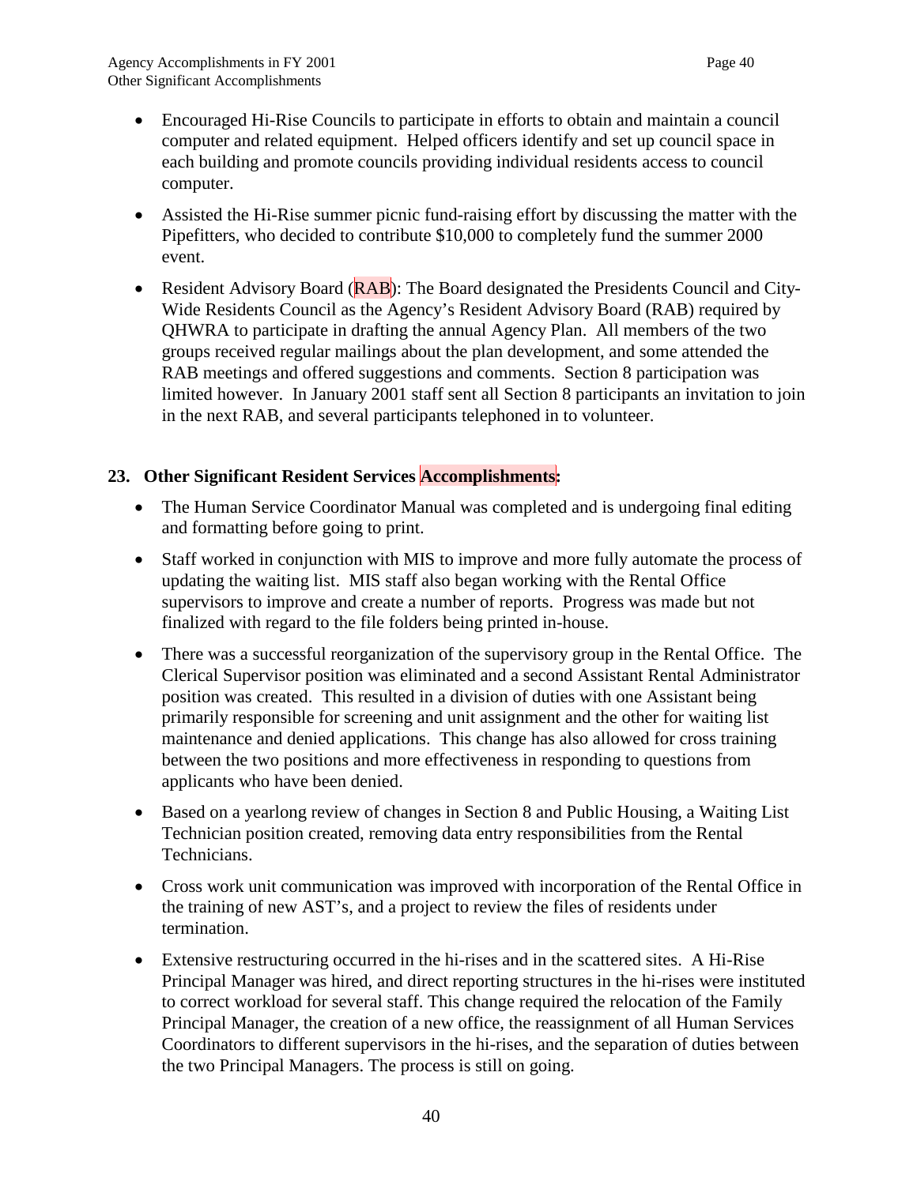- Encouraged Hi-Rise Councils to participate in efforts to obtain and maintain a council computer and related equipment. Helped officers identify and set up council space in each building and promote councils providing individual residents access to council computer.

- Assisted the Hi-Rise summer picnic fund-raising effort by discussing the matter with the Pipefitters, who decided to contribute $10,000 to completely fund the summer 2000 event.

- Resident Advisory Board (RAB): The Board designated the Presidents Council and City-Wide Residents Council as the Agency's Resident Advisory Board (RAB) required by QHWRA to participate in drafting the annual Agency Plan. All members of the two groups received regular mailings about the plan development, and some attended the RAB meetings and offered suggestions and comments. Section 8 participation was limited however. In January 2001 staff sent all Section 8 participants an invitation to join in the next RAB, and several participants telephoned in to volunteer.

## 23. Other Significant Resident Services Accomplishments:

- The Human Service Coordinator Manual was completed and is undergoing final editing and formatting before going to print.

- Staff worked in conjunction with MIS to improve and more fully automate the process of updating the waiting list. MIS staff also began working with the Rental Office supervisors to improve and create a number of reports. Progress was made but not finalized with regard to the file folders being printed in-house.

- There was a successful reorganization of the supervisory group in the Rental Office. The Clerical Supervisor position was eliminated and a second Assistant Rental Administrator position was created. This resulted in a division of duties with one Assistant being primarily responsible for screening and unit assignment and the other for waiting list maintenance and denied applications. This change has also allowed for cross training between the two positions and more effectiveness in responding to questions from applicants who have been denied.

- Based on a yearlong review of changes in Section 8 and Public Housing, a Waiting List Technician position created, removing data entry responsibilities from the Rental Technicians.

- Cross work unit communication was improved with incorporation of the Rental Office in the training of new AST's, and a project to review the files of residents under termination.

- Extensive restructuring occurred in the hi-rises and in the scattered sites. A Hi-Rise Principal Manager was hired, and direct reporting structures in the hi-rises were instituted to correct workload for several staff. This change required the relocation of the Family Principal Manager, the creation of a new office, the reassignment of all Human Services Coordinators to different supervisors in the hi-rises, and the separation of duties between the two Principal Managers. The process is still on going.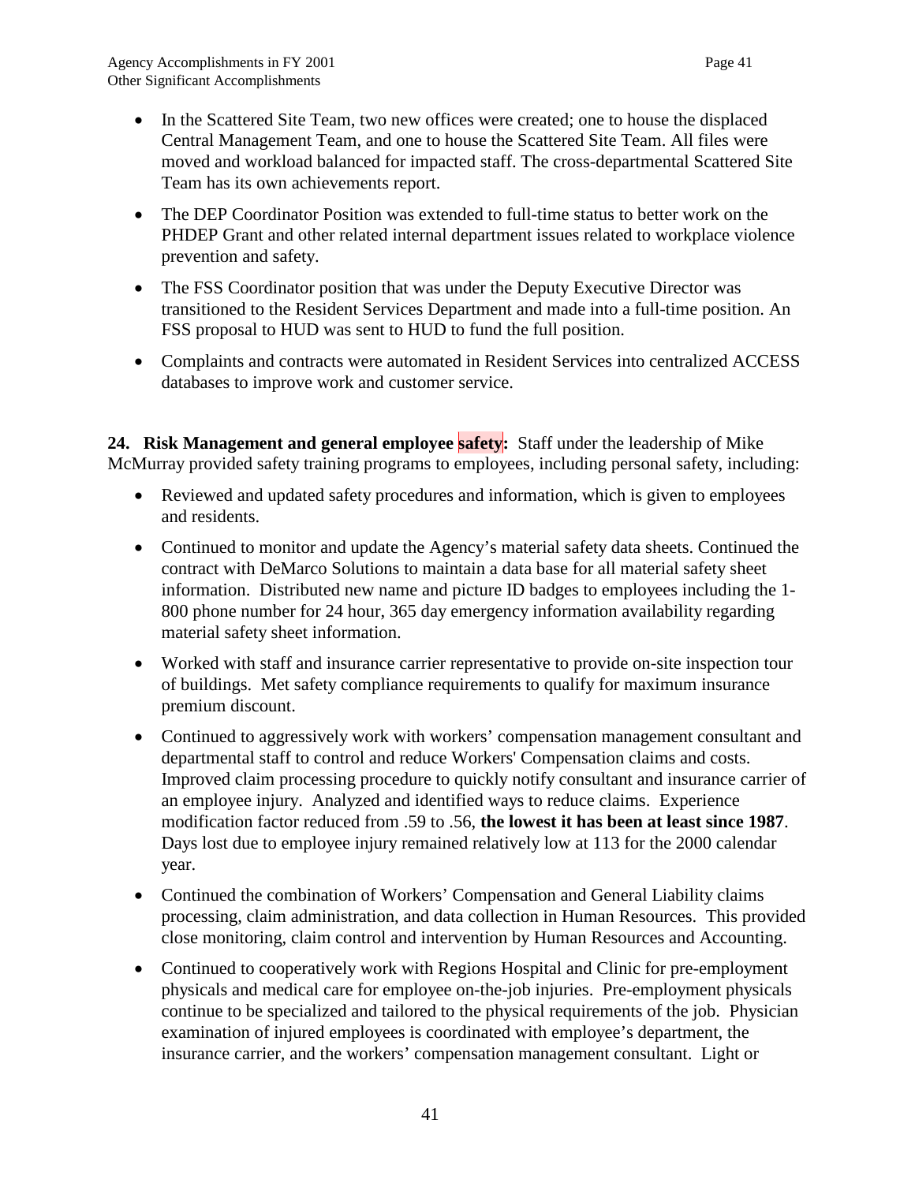- In the Scattered Site Team, two new offices were created; one to house the displaced Central Management Team, and one to house the Scattered Site Team. All files were moved and workload balanced for impacted staff. The cross-departmental Scattered Site Team has its own achievements report.
- The DEP Coordinator Position was extended to full-time status to better work on the PHDEP Grant and other related internal department issues related to workplace violence prevention and safety.
- The FSS Coordinator position that was under the Deputy Executive Director was transitioned to the Resident Services Department and made into a full-time position. An FSS proposal to HUD was sent to HUD to fund the full position.
- Complaints and contracts were automated in Resident Services into centralized ACCESS databases to improve work and customer service.

**24. Risk Management and general employee safety:** Staff under the leadership of Mike McMurray provided safety training programs to employees, including personal safety, including:

- Reviewed and updated safety procedures and information, which is given to employees and residents.
- Continued to monitor and update the Agency's material safety data sheets. Continued the contract with DeMarco Solutions to maintain a data base for all material safety sheet information. Distributed new name and picture ID badges to employees including the 1-800 phone number for 24 hour, 365 day emergency information availability regarding material safety sheet information.
- Worked with staff and insurance carrier representative to provide on-site inspection tour of buildings. Met safety compliance requirements to qualify for maximum insurance premium discount.
- Continued to aggressively work with workers' compensation management consultant and departmental staff to control and reduce Workers' Compensation claims and costs. Improved claim processing procedure to quickly notify consultant and insurance carrier of an employee injury. Analyzed and identified ways to reduce claims. Experience modification factor reduced from .59 to .56, **the lowest it has been at least since 1987**. Days lost due to employee injury remained relatively low at 113 for the 2000 calendar year.
- Continued the combination of Workers' Compensation and General Liability claims processing, claim administration, and data collection in Human Resources. This provided close monitoring, claim control and intervention by Human Resources and Accounting.
- Continued to cooperatively work with Regions Hospital and Clinic for pre-employment physicals and medical care for employee on-the-job injuries. Pre-employment physicals continue to be specialized and tailored to the physical requirements of the job. Physician examination of injured employees is coordinated with employee's department, the insurance carrier, and the workers' compensation management consultant. Light or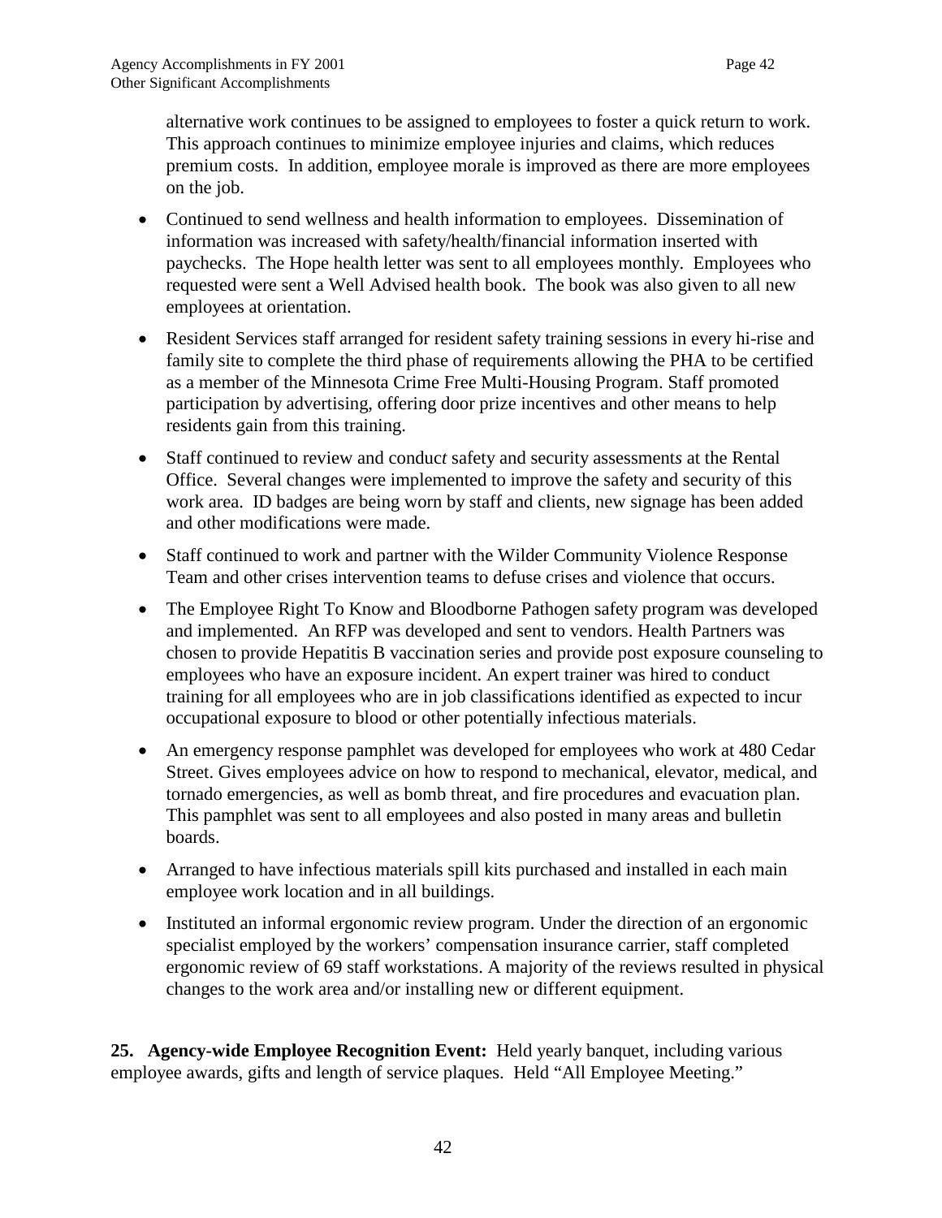alternative work continues to be assigned to employees to foster a quick return to work. This approach continues to minimize employee injuries and claims, which reduces premium costs. In addition, employee morale is improved as there are more employees on the job.

- Continued to send wellness and health information to employees. Dissemination of information was increased with safety/health/financial information inserted with paychecks. The Hope health letter was sent to all employees monthly. Employees who requested were sent a Well Advised health book. The book was also given to all new employees at orientation.
- Resident Services staff arranged for resident safety training sessions in every hi-rise and family site to complete the third phase of requirements allowing the PHA to be certified as a member of the Minnesota Crime Free Multi-Housing Program. Staff promoted participation by advertising, offering door prize incentives and other means to help residents gain from this training.
- Staff continued to review and conduct safety and security assessments at the Rental Office. Several changes were implemented to improve the safety and security of this work area. ID badges are being worn by staff and clients, new signage has been added and other modifications were made.
- Staff continued to work and partner with the Wilder Community Violence Response Team and other crises intervention teams to defuse crises and violence that occurs.
- The Employee Right To Know and Bloodborne Pathogen safety program was developed and implemented. An RFP was developed and sent to vendors. Health Partners was chosen to provide Hepatitis B vaccination series and provide post exposure counseling to employees who have an exposure incident. An expert trainer was hired to conduct training for all employees who are in job classifications identified as expected to incur occupational exposure to blood or other potentially infectious materials.
- An emergency response pamphlet was developed for employees who work at 480 Cedar Street. Gives employees advice on how to respond to mechanical, elevator, medical, and tornado emergencies, as well as bomb threat, and fire procedures and evacuation plan. This pamphlet was sent to all employees and also posted in many areas and bulletin boards.
- Arranged to have infectious materials spill kits purchased and installed in each main employee work location and in all buildings.
- Instituted an informal ergonomic review program. Under the direction of an ergonomic specialist employed by the workers' compensation insurance carrier, staff completed ergonomic review of 69 staff workstations. A majority of the reviews resulted in physical changes to the work area and/or installing new or different equipment.

**25. Agency-wide Employee Recognition Event:** Held yearly banquet, including various employee awards, gifts and length of service plaques. Held "All Employee Meeting."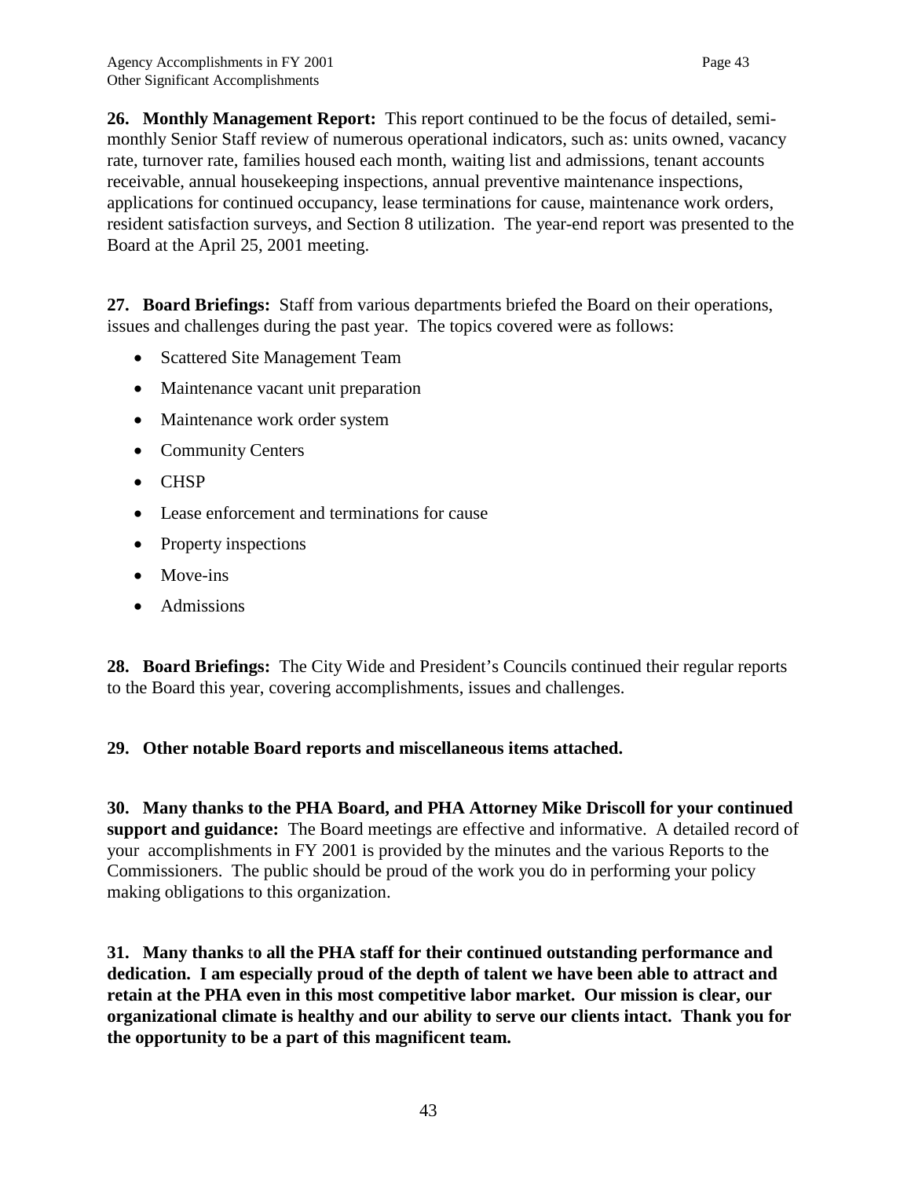**26. Monthly Management Report:** This report continued to be the focus of detailed, semi-monthly Senior Staff review of numerous operational indicators, such as: units owned, vacancy rate, turnover rate, families housed each month, waiting list and admissions, tenant accounts receivable, annual housekeeping inspections, annual preventive maintenance inspections, applications for continued occupancy, lease terminations for cause, maintenance work orders, resident satisfaction surveys, and Section 8 utilization. The year-end report was presented to the Board at the April 25, 2001 meeting.

**27. Board Briefings:** Staff from various departments briefed the Board on their operations, issues and challenges during the past year. The topics covered were as follows:

- Scattered Site Management Team
- Maintenance vacant unit preparation
- Maintenance work order system
- Community Centers
- CHSP
- Lease enforcement and terminations for cause
- Property inspections
- Move-ins
- Admissions

**28. Board Briefings:** The City Wide and President's Councils continued their regular reports to the Board this year, covering accomplishments, issues and challenges.

**29. Other notable Board reports and miscellaneous items attached.**

**30. Many thanks to the PHA Board, and PHA Attorney Mike Driscoll for your continued support and guidance:** The Board meetings are effective and informative. A detailed record of your accomplishments in FY 2001 is provided by the minutes and the various Reports to the Commissioners. The public should be proud of the work you do in performing your policy making obligations to this organization.

**31. Many thanks to all the PHA staff for their continued outstanding performance and dedication. I am especially proud of the depth of talent we have been able to attract and retain at the PHA even in this most competitive labor market. Our mission is clear, our organizational climate is healthy and our ability to serve our clients intact. Thank you for the opportunity to be a part of this magnificent team.**